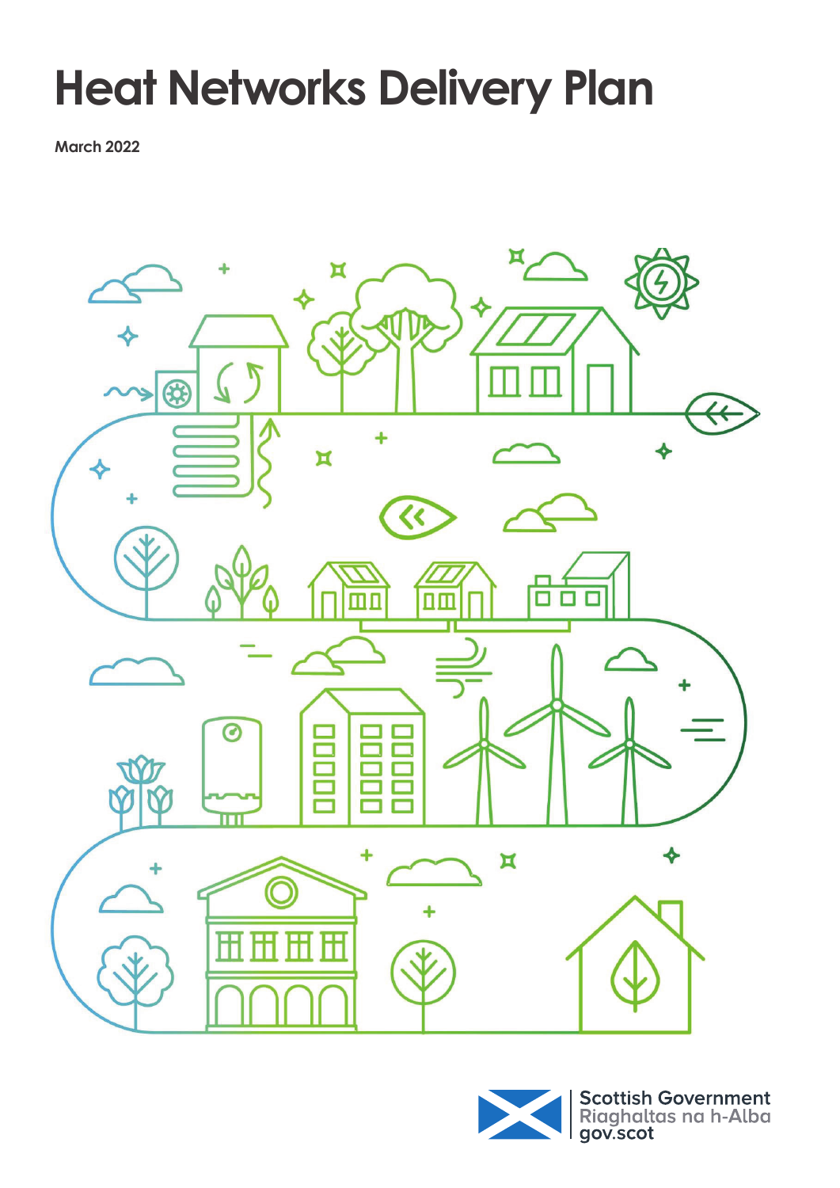# Heat Networks Delivery Plan

**March 2022**

Scottish Government
Riaghaltas na h-Alba
gov.scot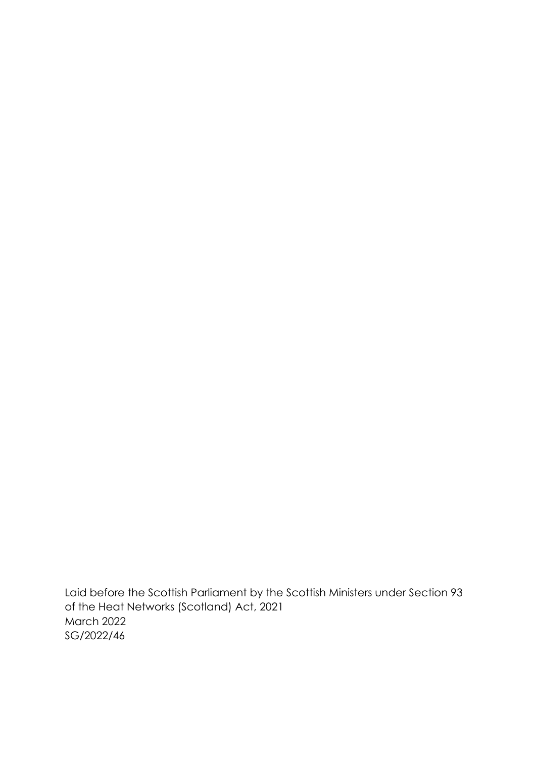Laid before the Scottish Parliament by the Scottish Ministers under Section 93 of the Heat Networks (Scotland) Act, 2021
March 2022
SG/2022/46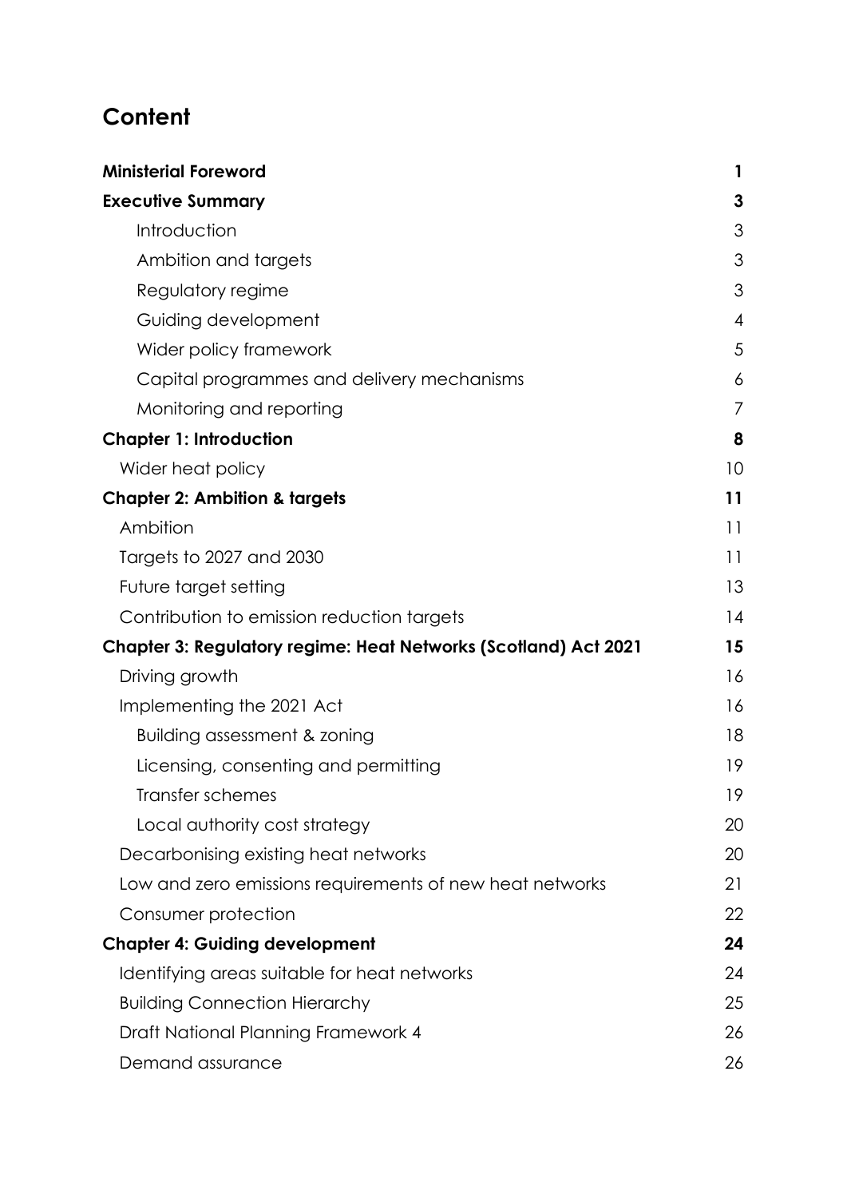# Content

| | |
|---|---|
| **Ministerial Foreword** | **1** |
| **Executive Summary** | **3** |
| Introduction | 3 |
| Ambition and targets | 3 |
| Regulatory regime | 3 |
| Guiding development | 4 |
| Wider policy framework | 5 |
| Capital programmes and delivery mechanisms | 6 |
| Monitoring and reporting | 7 |
| **Chapter 1: Introduction** | **8** |
| Wider heat policy | 10 |
| **Chapter 2: Ambition & targets** | **11** |
| Ambition | 11 |
| Targets to 2027 and 2030 | 11 |
| Future target setting | 13 |
| Contribution to emission reduction targets | 14 |
| **Chapter 3: Regulatory regime: Heat Networks (Scotland) Act 2021** | **15** |
| Driving growth | 16 |
| Implementing the 2021 Act | 16 |
| Building assessment & zoning | 18 |
| Licensing, consenting and permitting | 19 |
| Transfer schemes | 19 |
| Local authority cost strategy | 20 |
| Decarbonising existing heat networks | 20 |
| Low and zero emissions requirements of new heat networks | 21 |
| Consumer protection | 22 |
| **Chapter 4: Guiding development** | **24** |
| Identifying areas suitable for heat networks | 24 |
| Building Connection Hierarchy | 25 |
| Draft National Planning Framework 4 | 26 |
| Demand assurance | 26 |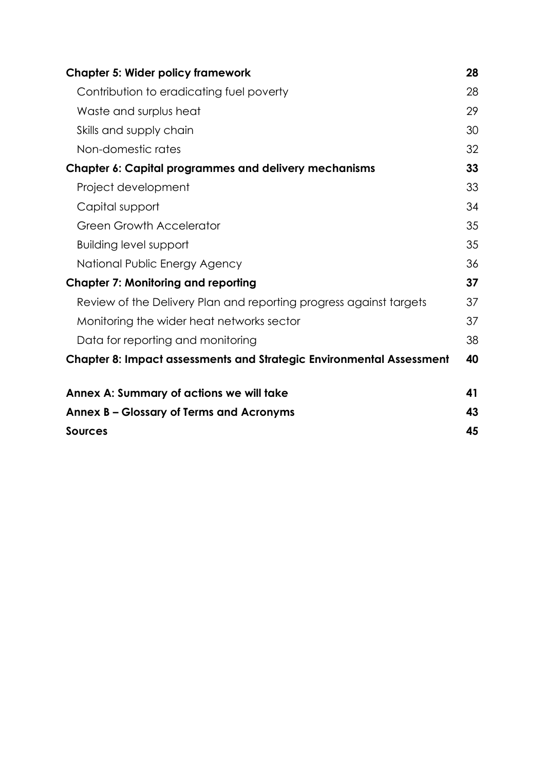| | |
|---|---|
| **Chapter 5: Wider policy framework** | **28** |
| Contribution to eradicating fuel poverty | 28 |
| Waste and surplus heat | 29 |
| Skills and supply chain | 30 |
| Non-domestic rates | 32 |
| **Chapter 6: Capital programmes and delivery mechanisms** | **33** |
| Project development | 33 |
| Capital support | 34 |
| Green Growth Accelerator | 35 |
| Building level support | 35 |
| National Public Energy Agency | 36 |
| **Chapter 7: Monitoring and reporting** | **37** |
| Review of the Delivery Plan and reporting progress against targets | 37 |
| Monitoring the wider heat networks sector | 37 |
| Data for reporting and monitoring | 38 |
| **Chapter 8: Impact assessments and Strategic Environmental Assessment** | **40** |
| **Annex A: Summary of actions we will take** | **41** |
| **Annex B – Glossary of Terms and Acronyms** | **43** |
| **Sources** | **45** |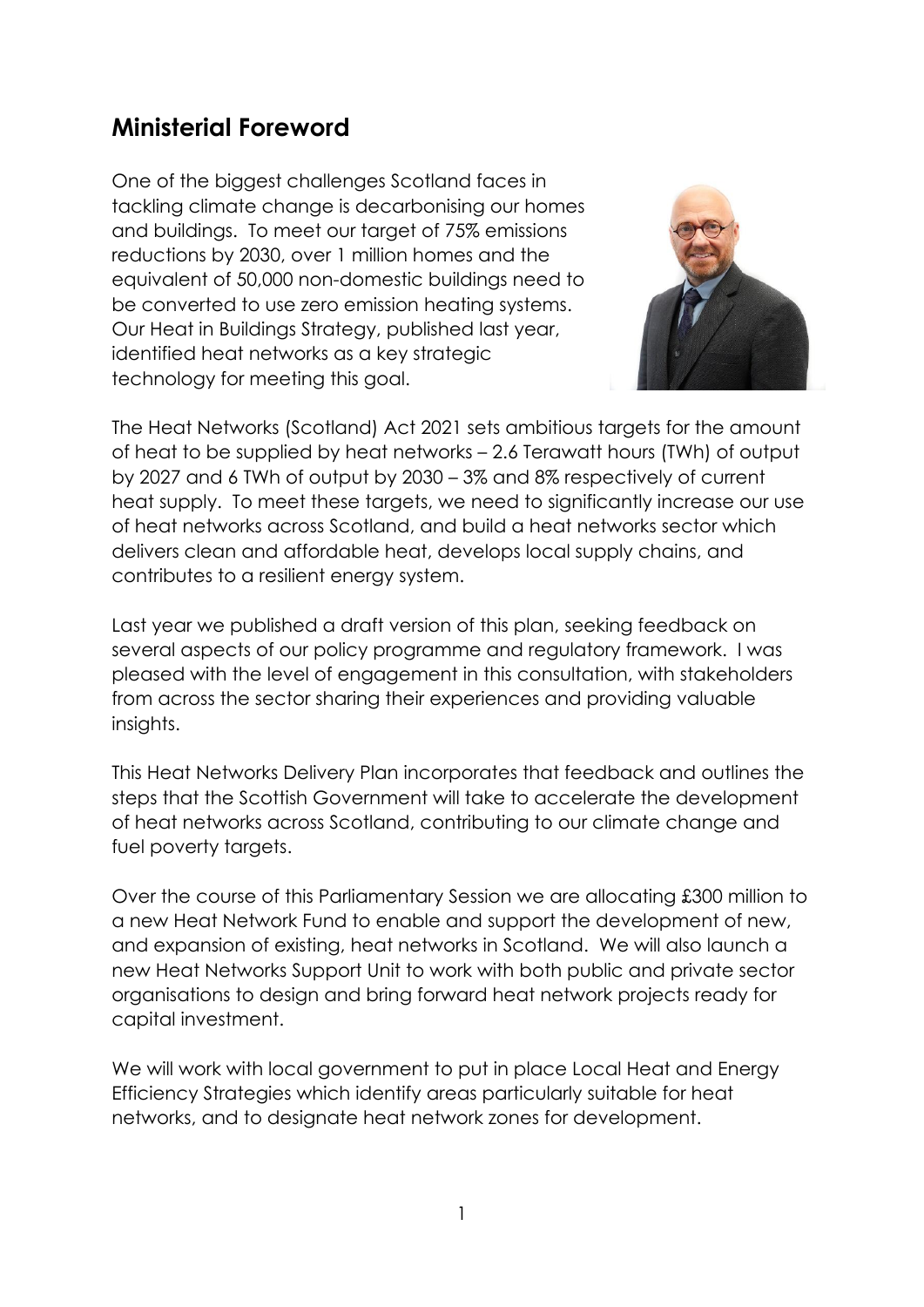## Ministerial Foreword

One of the biggest challenges Scotland faces in tackling climate change is decarbonising our homes and buildings. To meet our target of 75% emissions reductions by 2030, over 1 million homes and the equivalent of 50,000 non-domestic buildings need to be converted to use zero emission heating systems. Our Heat in Buildings Strategy, published last year, identified heat networks as a key strategic technology for meeting this goal.

The Heat Networks (Scotland) Act 2021 sets ambitious targets for the amount of heat to be supplied by heat networks – 2.6 Terawatt hours (TWh) of output by 2027 and 6 TWh of output by 2030 – 3% and 8% respectively of current heat supply. To meet these targets, we need to significantly increase our use of heat networks across Scotland, and build a heat networks sector which delivers clean and affordable heat, develops local supply chains, and contributes to a resilient energy system.

Last year we published a draft version of this plan, seeking feedback on several aspects of our policy programme and regulatory framework. I was pleased with the level of engagement in this consultation, with stakeholders from across the sector sharing their experiences and providing valuable insights.

This Heat Networks Delivery Plan incorporates that feedback and outlines the steps that the Scottish Government will take to accelerate the development of heat networks across Scotland, contributing to our climate change and fuel poverty targets.

Over the course of this Parliamentary Session we are allocating £300 million to a new Heat Network Fund to enable and support the development of new, and expansion of existing, heat networks in Scotland. We will also launch a new Heat Networks Support Unit to work with both public and private sector organisations to design and bring forward heat network projects ready for capital investment.

We will work with local government to put in place Local Heat and Energy Efficiency Strategies which identify areas particularly suitable for heat networks, and to designate heat network zones for development.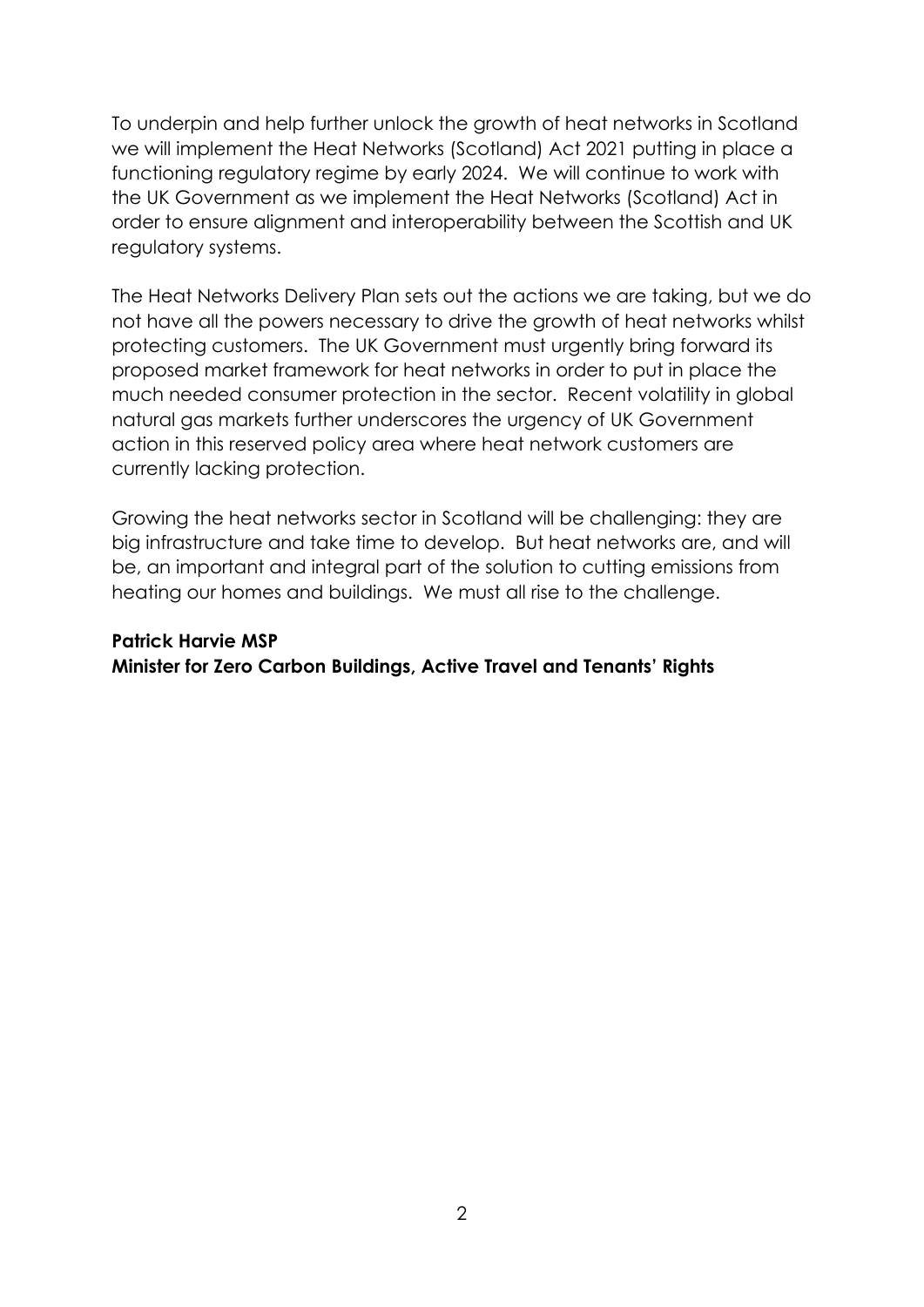To underpin and help further unlock the growth of heat networks in Scotland we will implement the Heat Networks (Scotland) Act 2021 putting in place a functioning regulatory regime by early 2024. We will continue to work with the UK Government as we implement the Heat Networks (Scotland) Act in order to ensure alignment and interoperability between the Scottish and UK regulatory systems.

The Heat Networks Delivery Plan sets out the actions we are taking, but we do not have all the powers necessary to drive the growth of heat networks whilst protecting customers. The UK Government must urgently bring forward its proposed market framework for heat networks in order to put in place the much needed consumer protection in the sector. Recent volatility in global natural gas markets further underscores the urgency of UK Government action in this reserved policy area where heat network customers are currently lacking protection.

Growing the heat networks sector in Scotland will be challenging: they are big infrastructure and take time to develop. But heat networks are, and will be, an important and integral part of the solution to cutting emissions from heating our homes and buildings. We must all rise to the challenge.

**Patrick Harvie MSP**
**Minister for Zero Carbon Buildings, Active Travel and Tenants' Rights**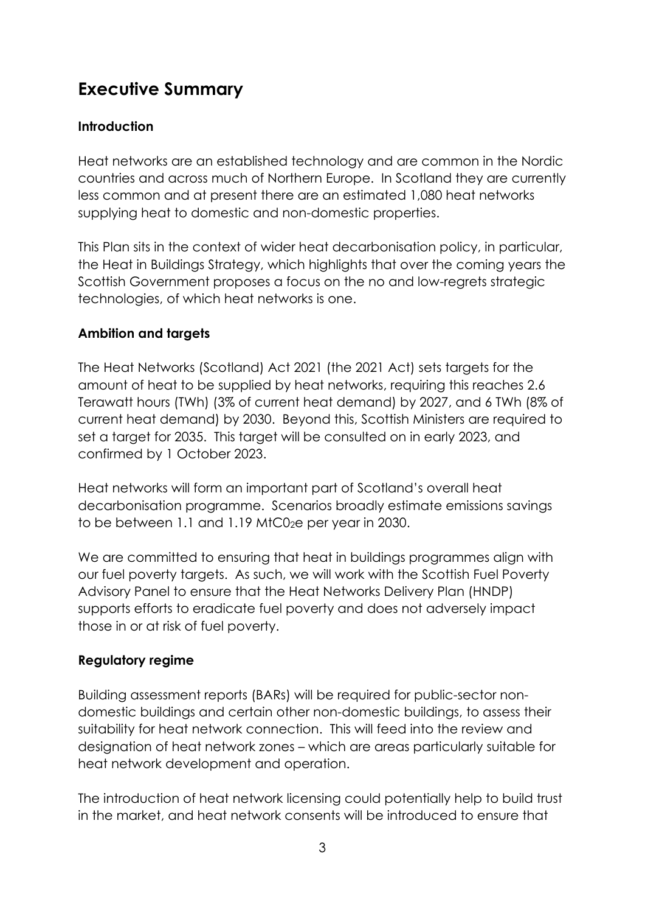# Executive Summary

### Introduction

Heat networks are an established technology and are common in the Nordic countries and across much of Northern Europe. In Scotland they are currently less common and at present there are an estimated 1,080 heat networks supplying heat to domestic and non-domestic properties.

This Plan sits in the context of wider heat decarbonisation policy, in particular, the Heat in Buildings Strategy, which highlights that over the coming years the Scottish Government proposes a focus on the no and low-regrets strategic technologies, of which heat networks is one.

### Ambition and targets

The Heat Networks (Scotland) Act 2021 (the 2021 Act) sets targets for the amount of heat to be supplied by heat networks, requiring this reaches 2.6 Terawatt hours (TWh) (3% of current heat demand) by 2027, and 6 TWh (8% of current heat demand) by 2030. Beyond this, Scottish Ministers are required to set a target for 2035. This target will be consulted on in early 2023, and confirmed by 1 October 2023.

Heat networks will form an important part of Scotland's overall heat decarbonisation programme. Scenarios broadly estimate emissions savings to be between 1.1 and 1.19 $MtC0_2e$ per year in 2030.

We are committed to ensuring that heat in buildings programmes align with our fuel poverty targets. As such, we will work with the Scottish Fuel Poverty Advisory Panel to ensure that the Heat Networks Delivery Plan (HNDP) supports efforts to eradicate fuel poverty and does not adversely impact those in or at risk of fuel poverty.

### Regulatory regime

Building assessment reports (BARs) will be required for public-sector non-domestic buildings and certain other non-domestic buildings, to assess their suitability for heat network connection. This will feed into the review and designation of heat network zones – which are areas particularly suitable for heat network development and operation.

The introduction of heat network licensing could potentially help to build trust in the market, and heat network consents will be introduced to ensure that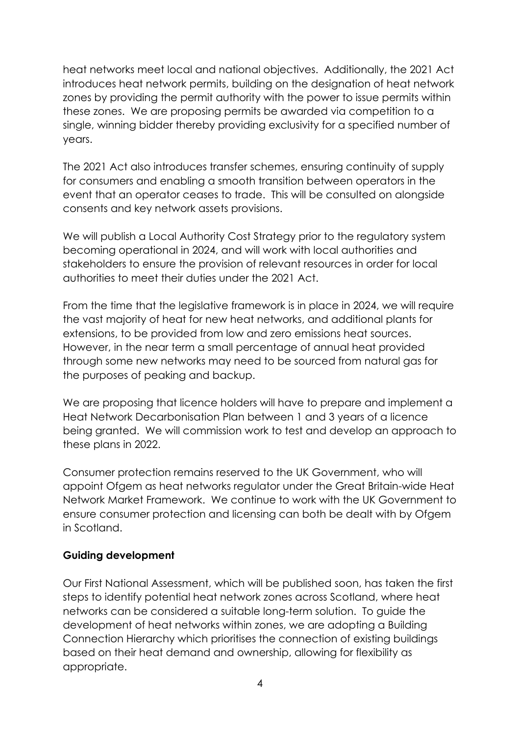heat networks meet local and national objectives. Additionally, the 2021 Act introduces heat network permits, building on the designation of heat network zones by providing the permit authority with the power to issue permits within these zones. We are proposing permits be awarded via competition to a single, winning bidder thereby providing exclusivity for a specified number of years.

The 2021 Act also introduces transfer schemes, ensuring continuity of supply for consumers and enabling a smooth transition between operators in the event that an operator ceases to trade. This will be consulted on alongside consents and key network assets provisions.

We will publish a Local Authority Cost Strategy prior to the regulatory system becoming operational in 2024, and will work with local authorities and stakeholders to ensure the provision of relevant resources in order for local authorities to meet their duties under the 2021 Act.

From the time that the legislative framework is in place in 2024, we will require the vast majority of heat for new heat networks, and additional plants for extensions, to be provided from low and zero emissions heat sources. However, in the near term a small percentage of annual heat provided through some new networks may need to be sourced from natural gas for the purposes of peaking and backup.

We are proposing that licence holders will have to prepare and implement a Heat Network Decarbonisation Plan between 1 and 3 years of a licence being granted. We will commission work to test and develop an approach to these plans in 2022.

Consumer protection remains reserved to the UK Government, who will appoint Ofgem as heat networks regulator under the Great Britain-wide Heat Network Market Framework. We continue to work with the UK Government to ensure consumer protection and licensing can both be dealt with by Ofgem in Scotland.

**Guiding development**

Our First National Assessment, which will be published soon, has taken the first steps to identify potential heat network zones across Scotland, where heat networks can be considered a suitable long-term solution. To guide the development of heat networks within zones, we are adopting a Building Connection Hierarchy which prioritises the connection of existing buildings based on their heat demand and ownership, allowing for flexibility as appropriate.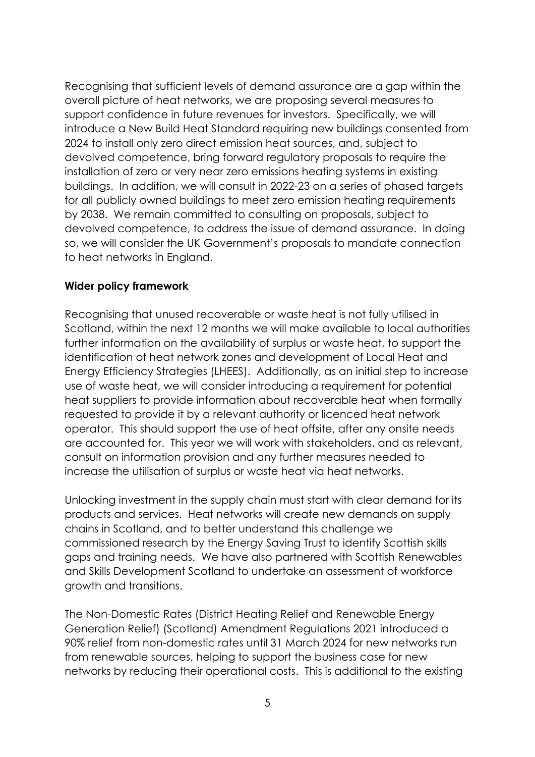Recognising that sufficient levels of demand assurance are a gap within the overall picture of heat networks, we are proposing several measures to support confidence in future revenues for investors. Specifically, we will introduce a New Build Heat Standard requiring new buildings consented from 2024 to install only zero direct emission heat sources, and, subject to devolved competence, bring forward regulatory proposals to require the installation of zero or very near zero emissions heating systems in existing buildings. In addition, we will consult in 2022-23 on a series of phased targets for all publicly owned buildings to meet zero emission heating requirements by 2038. We remain committed to consulting on proposals, subject to devolved competence, to address the issue of demand assurance. In doing so, we will consider the UK Government's proposals to mandate connection to heat networks in England.

**Wider policy framework**

Recognising that unused recoverable or waste heat is not fully utilised in Scotland, within the next 12 months we will make available to local authorities further information on the availability of surplus or waste heat, to support the identification of heat network zones and development of Local Heat and Energy Efficiency Strategies (LHEES). Additionally, as an initial step to increase use of waste heat, we will consider introducing a requirement for potential heat suppliers to provide information about recoverable heat when formally requested to provide it by a relevant authority or licenced heat network operator. This should support the use of heat offsite, after any onsite needs are accounted for. This year we will work with stakeholders, and as relevant, consult on information provision and any further measures needed to increase the utilisation of surplus or waste heat via heat networks.

Unlocking investment in the supply chain must start with clear demand for its products and services. Heat networks will create new demands on supply chains in Scotland, and to better understand this challenge we commissioned research by the Energy Saving Trust to identify Scottish skills gaps and training needs. We have also partnered with Scottish Renewables and Skills Development Scotland to undertake an assessment of workforce growth and transitions.

The Non-Domestic Rates (District Heating Relief and Renewable Energy Generation Relief) (Scotland) Amendment Regulations 2021 introduced a 90% relief from non-domestic rates until 31 March 2024 for new networks run from renewable sources, helping to support the business case for new networks by reducing their operational costs. This is additional to the existing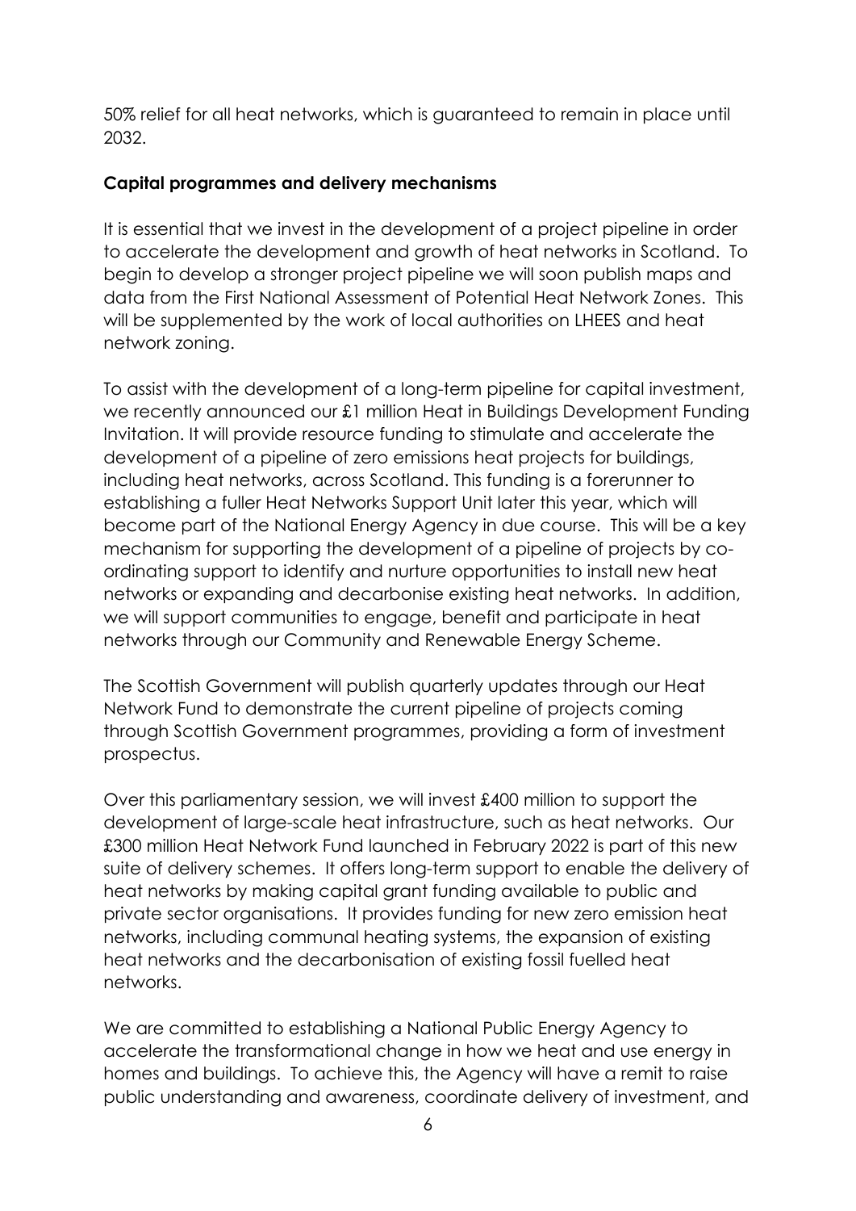50% relief for all heat networks, which is guaranteed to remain in place until 2032.

**Capital programmes and delivery mechanisms**

It is essential that we invest in the development of a project pipeline in order to accelerate the development and growth of heat networks in Scotland. To begin to develop a stronger project pipeline we will soon publish maps and data from the First National Assessment of Potential Heat Network Zones. This will be supplemented by the work of local authorities on LHEES and heat network zoning.

To assist with the development of a long-term pipeline for capital investment, we recently announced our £1 million Heat in Buildings Development Funding Invitation. It will provide resource funding to stimulate and accelerate the development of a pipeline of zero emissions heat projects for buildings, including heat networks, across Scotland. This funding is a forerunner to establishing a fuller Heat Networks Support Unit later this year, which will become part of the National Energy Agency in due course. This will be a key mechanism for supporting the development of a pipeline of projects by co-ordinating support to identify and nurture opportunities to install new heat networks or expanding and decarbonise existing heat networks. In addition, we will support communities to engage, benefit and participate in heat networks through our Community and Renewable Energy Scheme.

The Scottish Government will publish quarterly updates through our Heat Network Fund to demonstrate the current pipeline of projects coming through Scottish Government programmes, providing a form of investment prospectus.

Over this parliamentary session, we will invest £400 million to support the development of large-scale heat infrastructure, such as heat networks. Our £300 million Heat Network Fund launched in February 2022 is part of this new suite of delivery schemes. It offers long-term support to enable the delivery of heat networks by making capital grant funding available to public and private sector organisations. It provides funding for new zero emission heat networks, including communal heating systems, the expansion of existing heat networks and the decarbonisation of existing fossil fuelled heat networks.

We are committed to establishing a National Public Energy Agency to accelerate the transformational change in how we heat and use energy in homes and buildings. To achieve this, the Agency will have a remit to raise public understanding and awareness, coordinate delivery of investment, and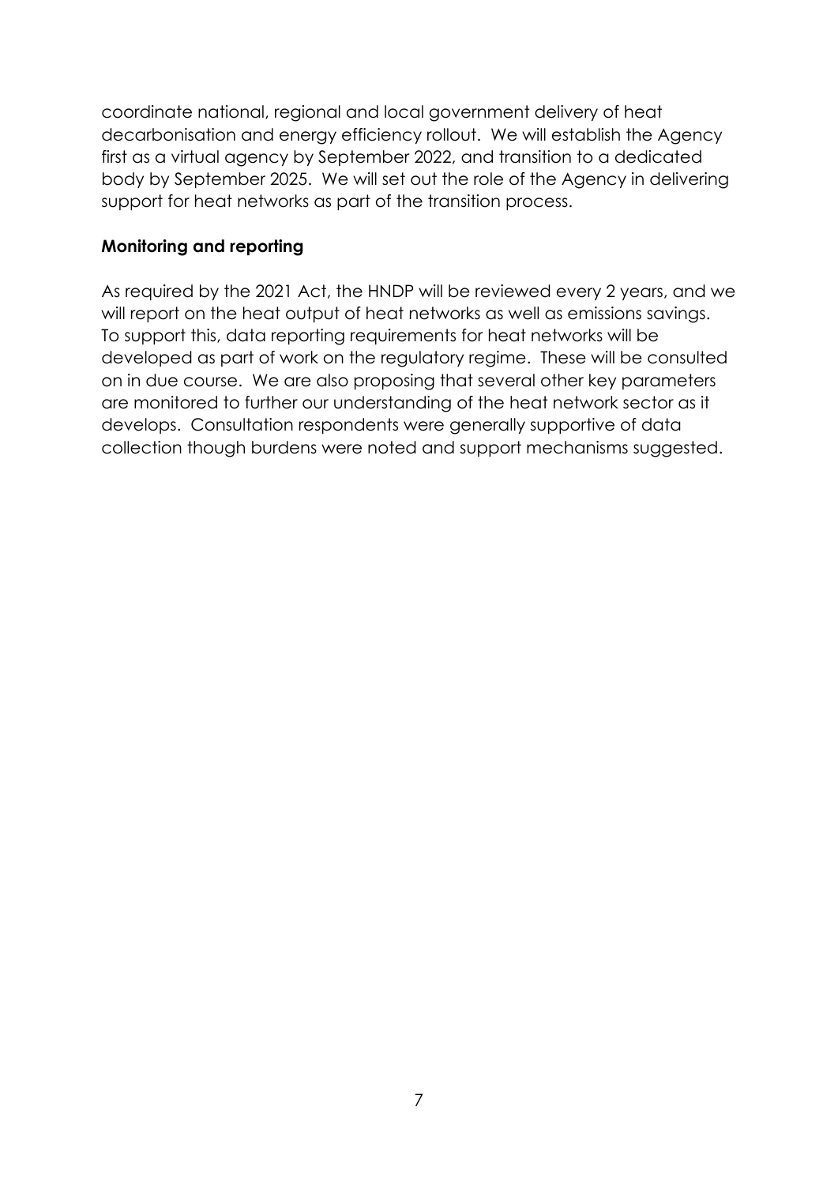coordinate national, regional and local government delivery of heat decarbonisation and energy efficiency rollout. We will establish the Agency first as a virtual agency by September 2022, and transition to a dedicated body by September 2025. We will set out the role of the Agency in delivering support for heat networks as part of the transition process.

**Monitoring and reporting**

As required by the 2021 Act, the HNDP will be reviewed every 2 years, and we will report on the heat output of heat networks as well as emissions savings. To support this, data reporting requirements for heat networks will be developed as part of work on the regulatory regime. These will be consulted on in due course. We are also proposing that several other key parameters are monitored to further our understanding of the heat network sector as it develops. Consultation respondents were generally supportive of data collection though burdens were noted and support mechanisms suggested.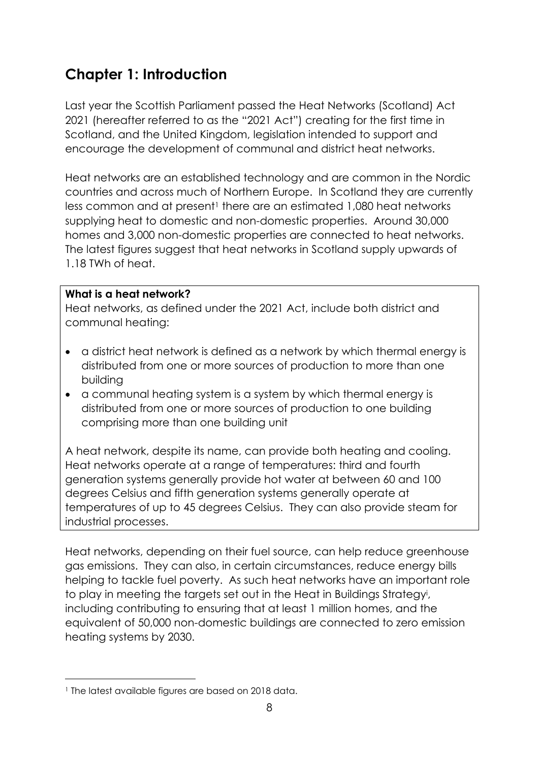## Chapter 1: Introduction

Last year the Scottish Parliament passed the Heat Networks (Scotland) Act 2021 (hereafter referred to as the "2021 Act") creating for the first time in Scotland, and the United Kingdom, legislation intended to support and encourage the development of communal and district heat networks.

Heat networks are an established technology and are common in the Nordic countries and across much of Northern Europe. In Scotland they are currently less common and at present[1] there are an estimated 1,080 heat networks supplying heat to domestic and non-domestic properties. Around 30,000 homes and 3,000 non-domestic properties are connected to heat networks. The latest figures suggest that heat networks in Scotland supply upwards of 1.18 TWh of heat.

**What is a heat network?**

Heat networks, as defined under the 2021 Act, include both district and communal heating:

- a district heat network is defined as a network by which thermal energy is distributed from one or more sources of production to more than one building
- a communal heating system is a system by which thermal energy is distributed from one or more sources of production to one building comprising more than one building unit

A heat network, despite its name, can provide both heating and cooling. Heat networks operate at a range of temperatures: third and fourth generation systems generally provide hot water at between 60 and 100 degrees Celsius and fifth generation systems generally operate at temperatures of up to 45 degrees Celsius. They can also provide steam for industrial processes.

Heat networks, depending on their fuel source, can help reduce greenhouse gas emissions. They can also, in certain circumstances, reduce energy bills helping to tackle fuel poverty. As such heat networks have an important role to play in meeting the targets set out in the Heat in Buildings Strategy[i], including contributing to ensuring that at least 1 million homes, and the equivalent of 50,000 non-domestic buildings are connected to zero emission heating systems by 2030.

---

[1] The latest available figures are based on 2018 data.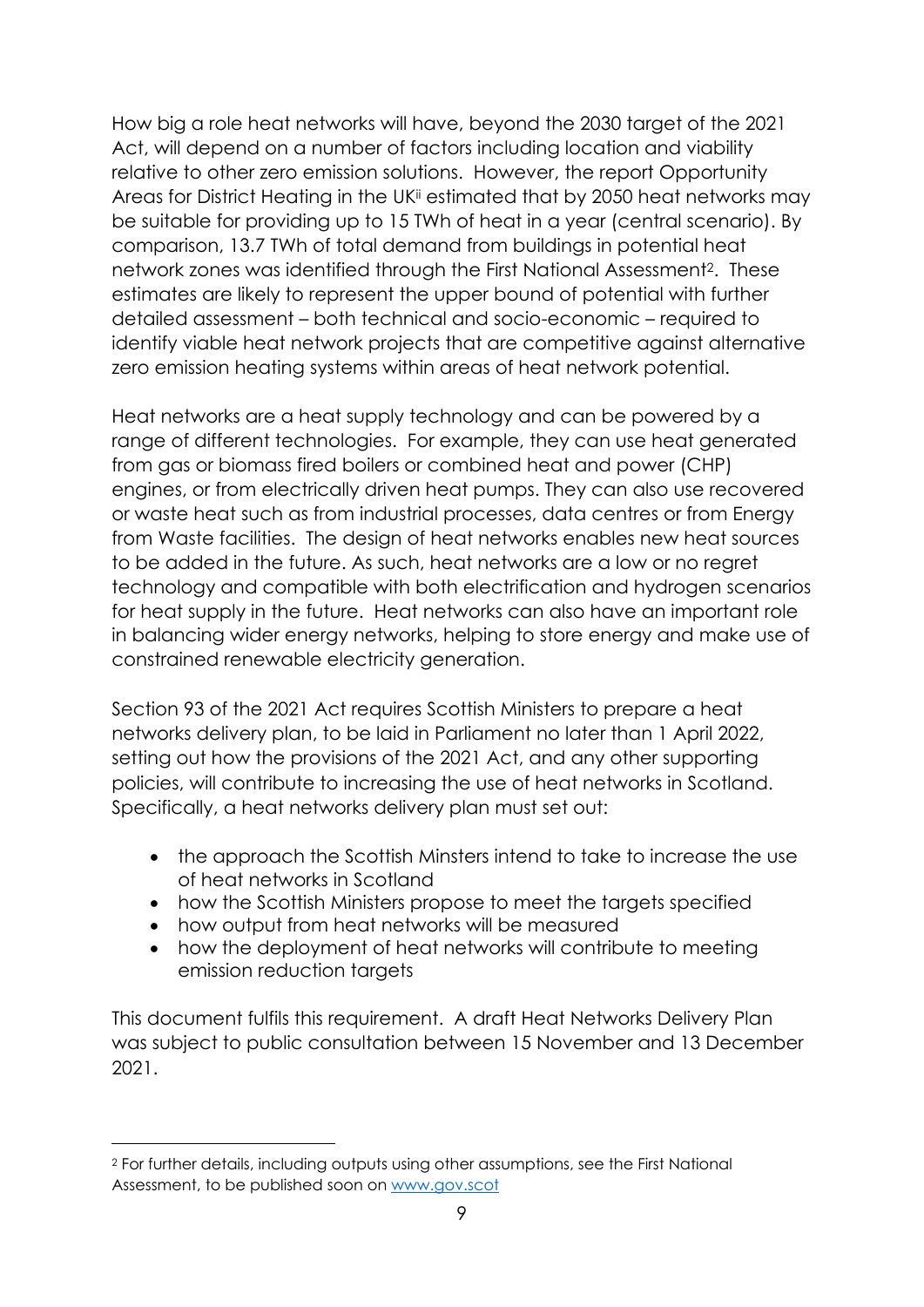How big a role heat networks will have, beyond the 2030 target of the 2021 Act, will depend on a number of factors including location and viability relative to other zero emission solutions. However, the report Opportunity Areas for District Heating in the UK[ii] estimated that by 2050 heat networks may be suitable for providing up to 15 TWh of heat in a year (central scenario). By comparison, 13.7 TWh of total demand from buildings in potential heat network zones was identified through the First National Assessment[2]. These estimates are likely to represent the upper bound of potential with further detailed assessment – both technical and socio-economic – required to identify viable heat network projects that are competitive against alternative zero emission heating systems within areas of heat network potential.

Heat networks are a heat supply technology and can be powered by a range of different technologies. For example, they can use heat generated from gas or biomass fired boilers or combined heat and power (CHP) engines, or from electrically driven heat pumps. They can also use recovered or waste heat such as from industrial processes, data centres or from Energy from Waste facilities. The design of heat networks enables new heat sources to be added in the future. As such, heat networks are a low or no regret technology and compatible with both electrification and hydrogen scenarios for heat supply in the future. Heat networks can also have an important role in balancing wider energy networks, helping to store energy and make use of constrained renewable electricity generation.

Section 93 of the 2021 Act requires Scottish Ministers to prepare a heat networks delivery plan, to be laid in Parliament no later than 1 April 2022, setting out how the provisions of the 2021 Act, and any other supporting policies, will contribute to increasing the use of heat networks in Scotland. Specifically, a heat networks delivery plan must set out:

- the approach the Scottish Minsters intend to take to increase the use of heat networks in Scotland
- how the Scottish Ministers propose to meet the targets specified
- how output from heat networks will be measured
- how the deployment of heat networks will contribute to meeting emission reduction targets

This document fulfils this requirement. A draft Heat Networks Delivery Plan was subject to public consultation between 15 November and 13 December 2021.

---

[2] For further details, including outputs using other assumptions, see the First National Assessment, to be published soon on [www.gov.scot](http://www.gov.scot)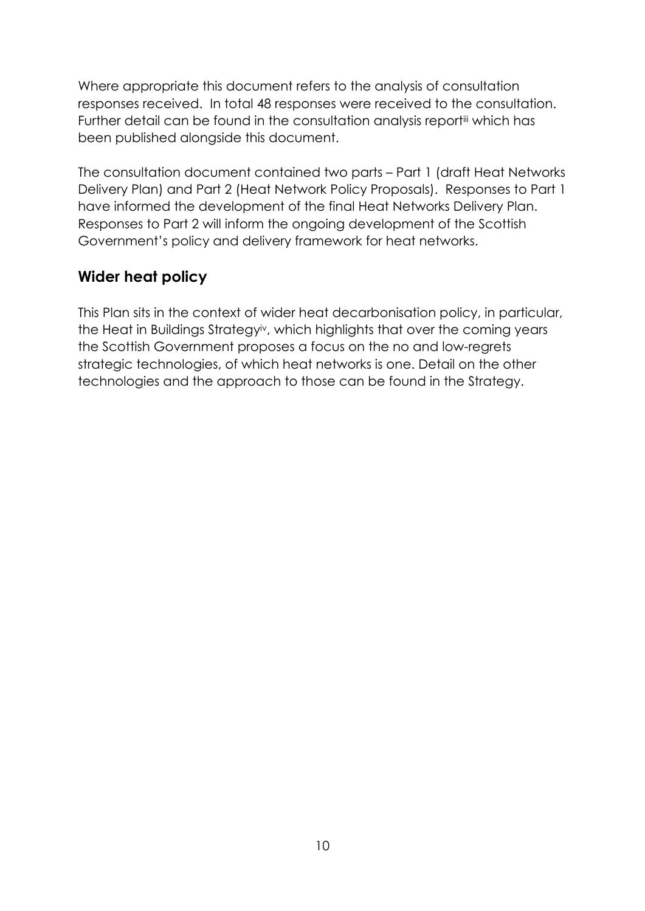Where appropriate this document refers to the analysis of consultation responses received. In total 48 responses were received to the consultation. Further detail can be found in the consultation analysis report[iii] which has been published alongside this document.

The consultation document contained two parts – Part 1 (draft Heat Networks Delivery Plan) and Part 2 (Heat Network Policy Proposals). Responses to Part 1 have informed the development of the final Heat Networks Delivery Plan. Responses to Part 2 will inform the ongoing development of the Scottish Government's policy and delivery framework for heat networks.

## Wider heat policy

This Plan sits in the context of wider heat decarbonisation policy, in particular, the Heat in Buildings Strategy[iv], which highlights that over the coming years the Scottish Government proposes a focus on the no and low-regrets strategic technologies, of which heat networks is one. Detail on the other technologies and the approach to those can be found in the Strategy.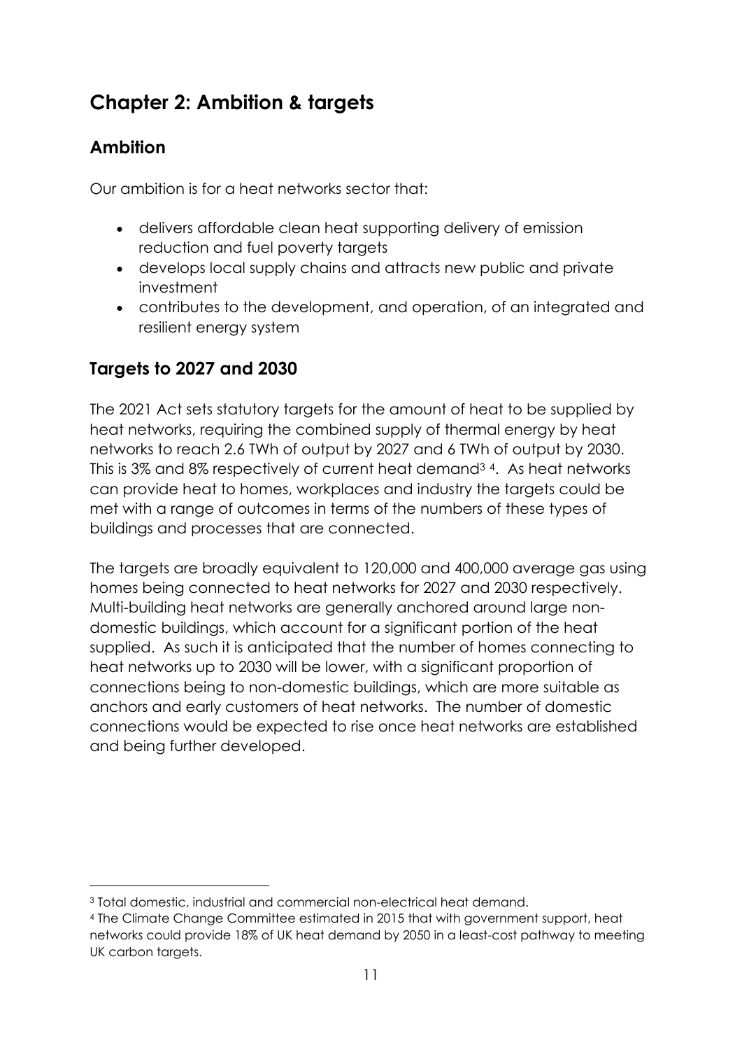# Chapter 2: Ambition & targets

## Ambition

Our ambition is for a heat networks sector that:

- delivers affordable clean heat supporting delivery of emission reduction and fuel poverty targets
- develops local supply chains and attracts new public and private investment
- contributes to the development, and operation, of an integrated and resilient energy system

## Targets to 2027 and 2030

The 2021 Act sets statutory targets for the amount of heat to be supplied by heat networks, requiring the combined supply of thermal energy by heat networks to reach 2.6 TWh of output by 2027 and 6 TWh of output by 2030. This is 3% and 8% respectively of current heat demand[3] [4]. As heat networks can provide heat to homes, workplaces and industry the targets could be met with a range of outcomes in terms of the numbers of these types of buildings and processes that are connected.

The targets are broadly equivalent to 120,000 and 400,000 average gas using homes being connected to heat networks for 2027 and 2030 respectively. Multi-building heat networks are generally anchored around large non-domestic buildings, which account for a significant portion of the heat supplied. As such it is anticipated that the number of homes connecting to heat networks up to 2030 will be lower, with a significant proportion of connections being to non-domestic buildings, which are more suitable as anchors and early customers of heat networks. The number of domestic connections would be expected to rise once heat networks are established and being further developed.

---

[3] Total domestic, industrial and commercial non-electrical heat demand.

[4] The Climate Change Committee estimated in 2015 that with government support, heat networks could provide 18% of UK heat demand by 2050 in a least-cost pathway to meeting UK carbon targets.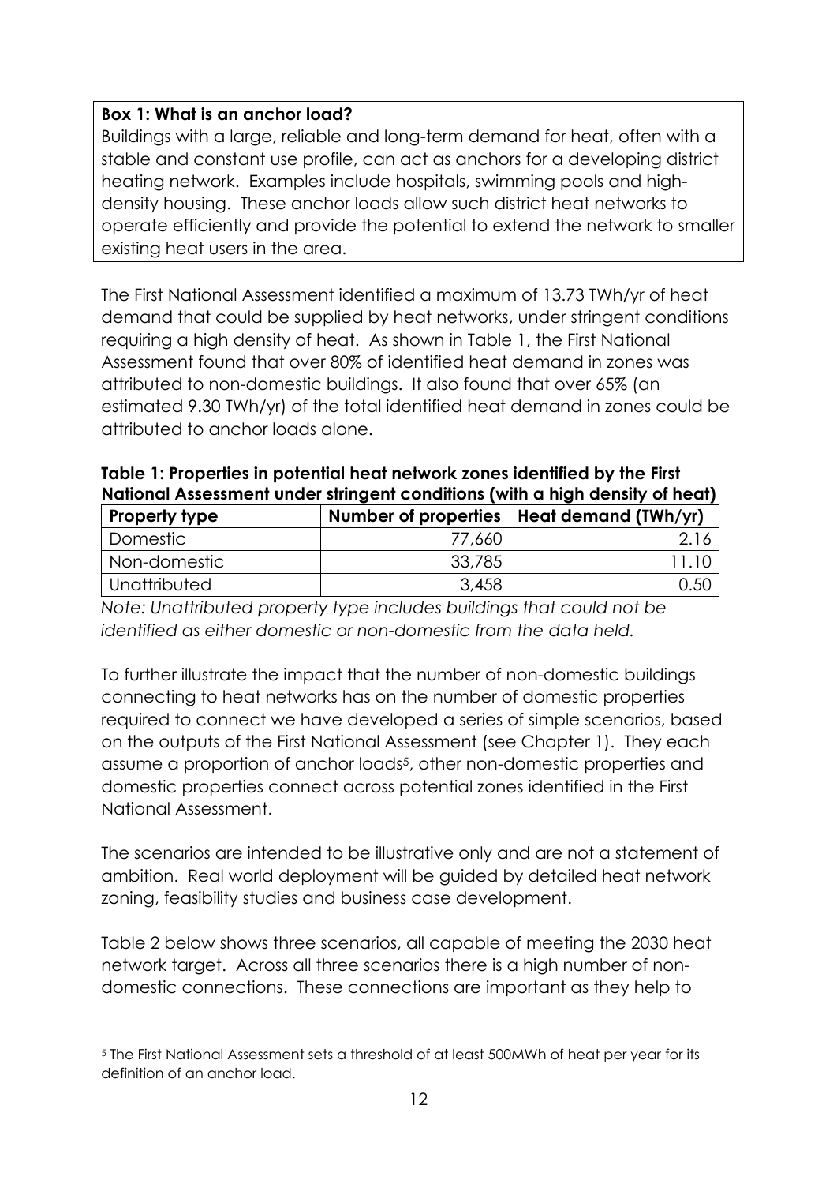**Box 1: What is an anchor load?**

Buildings with a large, reliable and long-term demand for heat, often with a stable and constant use profile, can act as anchors for a developing district heating network. Examples include hospitals, swimming pools and high-density housing. These anchor loads allow such district heat networks to operate efficiently and provide the potential to extend the network to smaller existing heat users in the area.

The First National Assessment identified a maximum of 13.73 TWh/yr of heat demand that could be supplied by heat networks, under stringent conditions requiring a high density of heat. As shown in Table 1, the First National Assessment found that over 80% of identified heat demand in zones was attributed to non-domestic buildings. It also found that over 65% (an estimated 9.30 TWh/yr) of the total identified heat demand in zones could be attributed to anchor loads alone.

**Table 1: Properties in potential heat network zones identified by the First National Assessment under stringent conditions (with a high density of heat)**

| Property type | Number of properties | Heat demand (TWh/yr) |
|---|---|---|
| Domestic | 77,660 | 2.16 |
| Non-domestic | 33,785 | 11.10 |
| Unattributed | 3,458 | 0.50 |

*Note: Unattributed property type includes buildings that could not be identified as either domestic or non-domestic from the data held.*

To further illustrate the impact that the number of non-domestic buildings connecting to heat networks has on the number of domestic properties required to connect we have developed a series of simple scenarios, based on the outputs of the First National Assessment (see Chapter 1). They each assume a proportion of anchor loads[5], other non-domestic properties and domestic properties connect across potential zones identified in the First National Assessment.

The scenarios are intended to be illustrative only and are not a statement of ambition. Real world deployment will be guided by detailed heat network zoning, feasibility studies and business case development.

Table 2 below shows three scenarios, all capable of meeting the 2030 heat network target. Across all three scenarios there is a high number of non-domestic connections. These connections are important as they help to

[5] The First National Assessment sets a threshold of at least 500MWh of heat per year for its definition of an anchor load.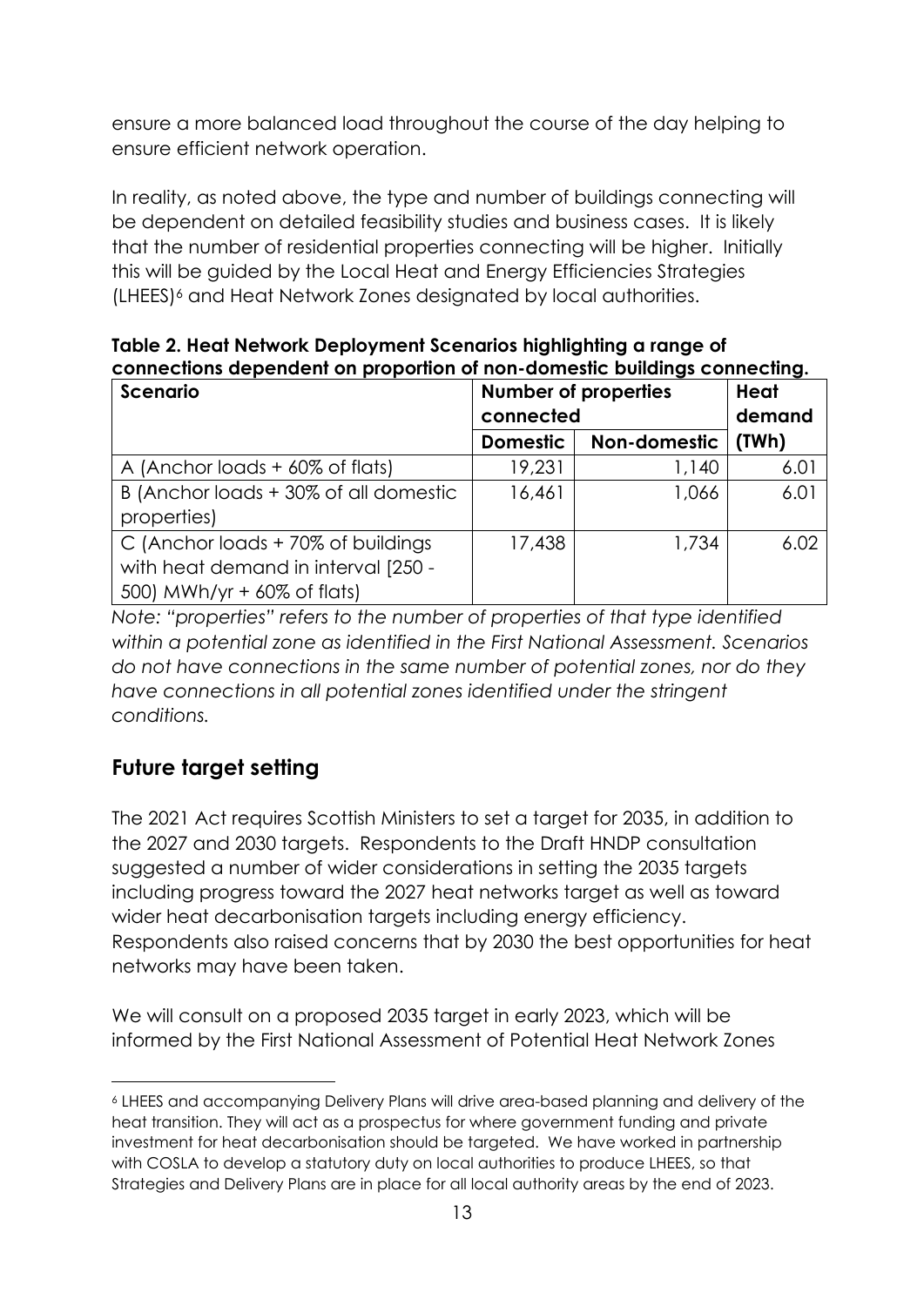ensure a more balanced load throughout the course of the day helping to ensure efficient network operation.

In reality, as noted above, the type and number of buildings connecting will be dependent on detailed feasibility studies and business cases. It is likely that the number of residential properties connecting will be higher. Initially this will be guided by the Local Heat and Energy Efficiencies Strategies (LHEES)[6] and Heat Network Zones designated by local authorities.

**Table 2. Heat Network Deployment Scenarios highlighting a range of connections dependent on proportion of non-domestic buildings connecting.**

| Scenario | Number of properties connected | | Heat demand (TWh) |
|---|---|---|---|
| | Domestic | Non-domestic | |
| A (Anchor loads + 60% of flats) | 19,231 | 1,140 | 6.01 |
| B (Anchor loads + 30% of all domestic properties) | 16,461 | 1,066 | 6.01 |
| C (Anchor loads + 70% of buildings with heat demand in interval [250 - 500) MWh/yr + 60% of flats) | 17,438 | 1,734 | 6.02 |

*Note: "properties" refers to the number of properties of that type identified within a potential zone as identified in the First National Assessment. Scenarios do not have connections in the same number of potential zones, nor do they have connections in all potential zones identified under the stringent conditions.*

## Future target setting

The 2021 Act requires Scottish Ministers to set a target for 2035, in addition to the 2027 and 2030 targets. Respondents to the Draft HNDP consultation suggested a number of wider considerations in setting the 2035 targets including progress toward the 2027 heat networks target as well as toward wider heat decarbonisation targets including energy efficiency. Respondents also raised concerns that by 2030 the best opportunities for heat networks may have been taken.

We will consult on a proposed 2035 target in early 2023, which will be informed by the First National Assessment of Potential Heat Network Zones

[6] LHEES and accompanying Delivery Plans will drive area-based planning and delivery of the heat transition. They will act as a prospectus for where government funding and private investment for heat decarbonisation should be targeted. We have worked in partnership with COSLA to develop a statutory duty on local authorities to produce LHEES, so that Strategies and Delivery Plans are in place for all local authority areas by the end of 2023.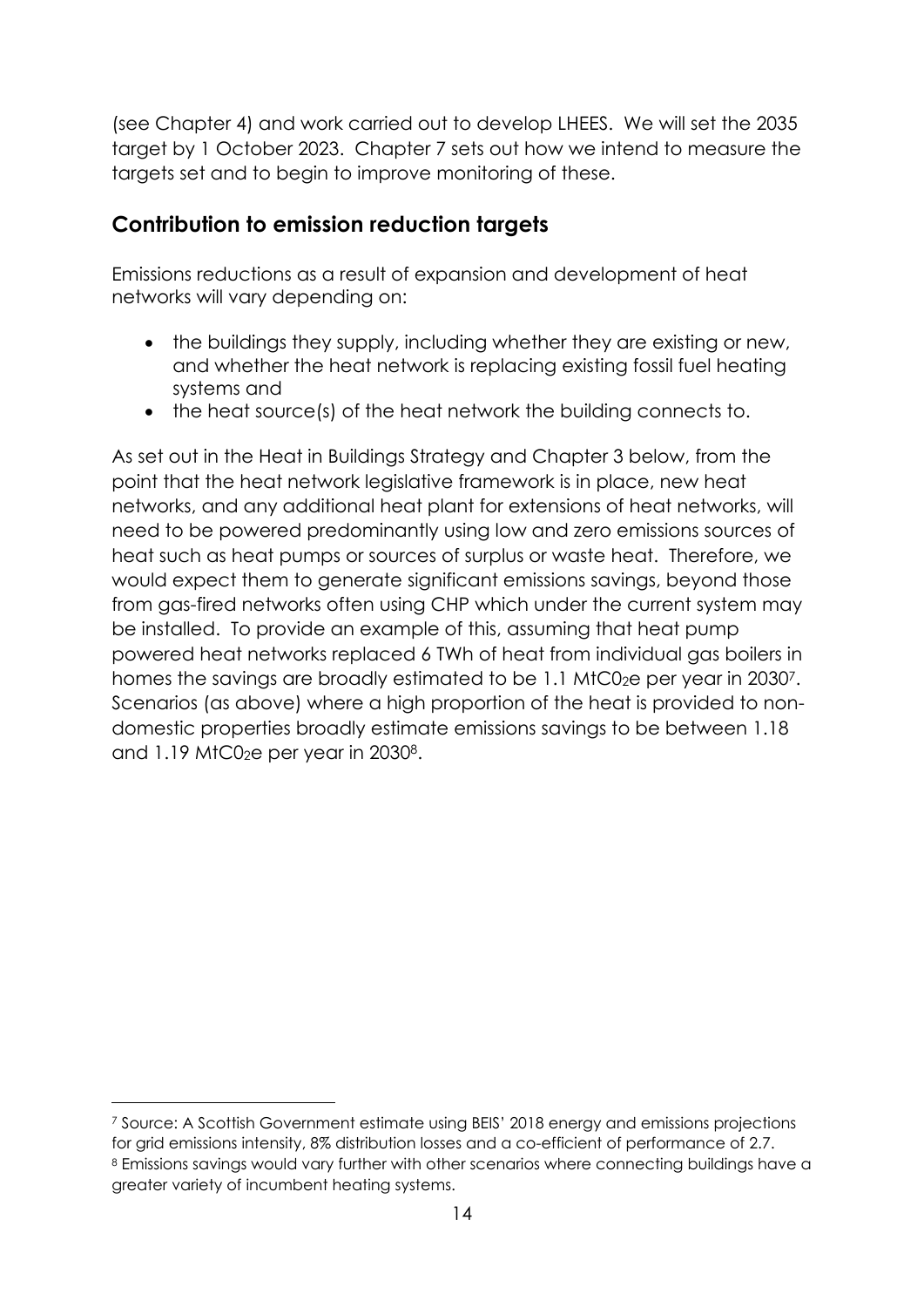(see Chapter 4) and work carried out to develop LHEES. We will set the 2035 target by 1 October 2023. Chapter 7 sets out how we intend to measure the targets set and to begin to improve monitoring of these.

## Contribution to emission reduction targets

Emissions reductions as a result of expansion and development of heat networks will vary depending on:

- the buildings they supply, including whether they are existing or new, and whether the heat network is replacing existing fossil fuel heating systems and
- the heat source(s) of the heat network the building connects to.

As set out in the Heat in Buildings Strategy and Chapter 3 below, from the point that the heat network legislative framework is in place, new heat networks, and any additional heat plant for extensions of heat networks, will need to be powered predominantly using low and zero emissions sources of heat such as heat pumps or sources of surplus or waste heat. Therefore, we would expect them to generate significant emissions savings, beyond those from gas-fired networks often using CHP which under the current system may be installed. To provide an example of this, assuming that heat pump powered heat networks replaced 6 TWh of heat from individual gas boilers in homes the savings are broadly estimated to be 1.1 $MtC0_2e$ per year in 2030[7]. Scenarios (as above) where a high proportion of the heat is provided to non-domestic properties broadly estimate emissions savings to be between 1.18 and 1.19 $MtC0_2e$ per year in 2030[8].

---

[7] Source: A Scottish Government estimate using BEIS' 2018 energy and emissions projections for grid emissions intensity, 8% distribution losses and a co-efficient of performance of 2.7.

[8] Emissions savings would vary further with other scenarios where connecting buildings have a greater variety of incumbent heating systems.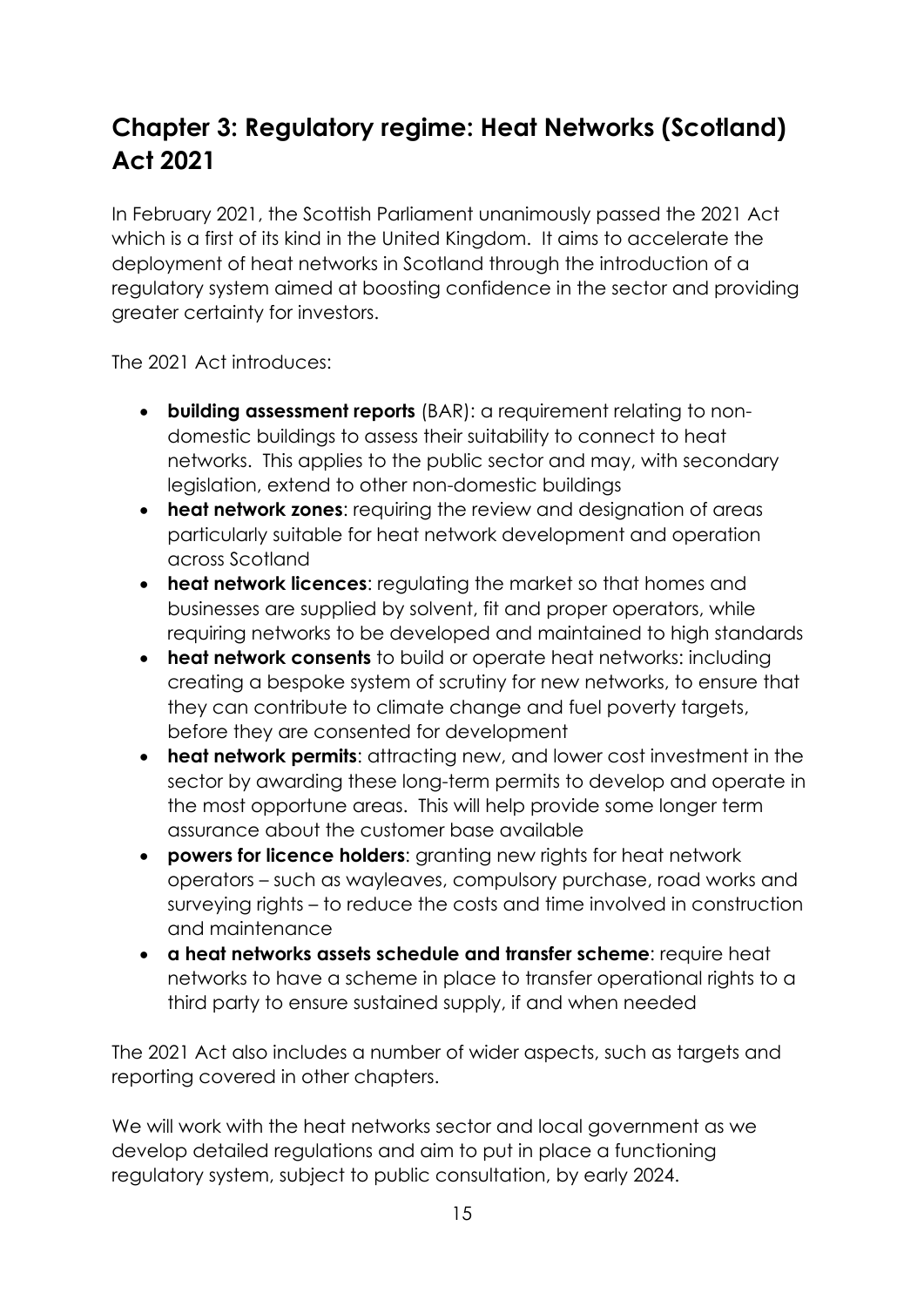# Chapter 3: Regulatory regime: Heat Networks (Scotland) Act 2021

In February 2021, the Scottish Parliament unanimously passed the 2021 Act which is a first of its kind in the United Kingdom. It aims to accelerate the deployment of heat networks in Scotland through the introduction of a regulatory system aimed at boosting confidence in the sector and providing greater certainty for investors.

The 2021 Act introduces:

- **building assessment reports** (BAR): a requirement relating to non-domestic buildings to assess their suitability to connect to heat networks. This applies to the public sector and may, with secondary legislation, extend to other non-domestic buildings
- **heat network zones**: requiring the review and designation of areas particularly suitable for heat network development and operation across Scotland
- **heat network licences**: regulating the market so that homes and businesses are supplied by solvent, fit and proper operators, while requiring networks to be developed and maintained to high standards
- **heat network consents** to build or operate heat networks: including creating a bespoke system of scrutiny for new networks, to ensure that they can contribute to climate change and fuel poverty targets, before they are consented for development
- **heat network permits**: attracting new, and lower cost investment in the sector by awarding these long-term permits to develop and operate in the most opportune areas. This will help provide some longer term assurance about the customer base available
- **powers for licence holders**: granting new rights for heat network operators – such as wayleaves, compulsory purchase, road works and surveying rights – to reduce the costs and time involved in construction and maintenance
- **a heat networks assets schedule and transfer scheme**: require heat networks to have a scheme in place to transfer operational rights to a third party to ensure sustained supply, if and when needed

The 2021 Act also includes a number of wider aspects, such as targets and reporting covered in other chapters.

We will work with the heat networks sector and local government as we develop detailed regulations and aim to put in place a functioning regulatory system, subject to public consultation, by early 2024.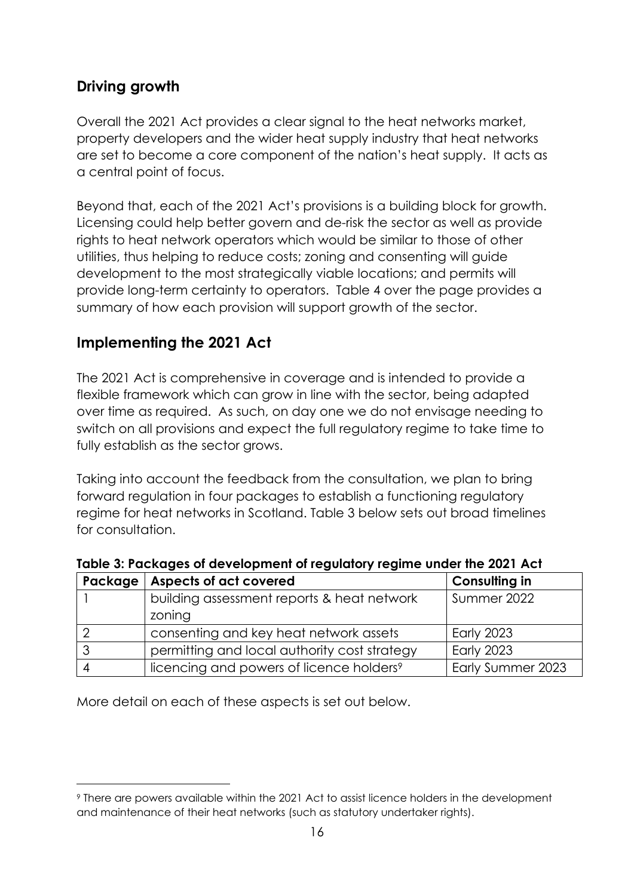## Driving growth

Overall the 2021 Act provides a clear signal to the heat networks market, property developers and the wider heat supply industry that heat networks are set to become a core component of the nation's heat supply. It acts as a central point of focus.

Beyond that, each of the 2021 Act's provisions is a building block for growth. Licensing could help better govern and de-risk the sector as well as provide rights to heat network operators which would be similar to those of other utilities, thus helping to reduce costs; zoning and consenting will guide development to the most strategically viable locations; and permits will provide long-term certainty to operators. Table 4 over the page provides a summary of how each provision will support growth of the sector.

## Implementing the 2021 Act

The 2021 Act is comprehensive in coverage and is intended to provide a flexible framework which can grow in line with the sector, being adapted over time as required. As such, on day one we do not envisage needing to switch on all provisions and expect the full regulatory regime to take time to fully establish as the sector grows.

Taking into account the feedback from the consultation, we plan to bring forward regulation in four packages to establish a functioning regulatory regime for heat networks in Scotland. Table 3 below sets out broad timelines for consultation.

**Table 3: Packages of development of regulatory regime under the 2021 Act**

| Package | Aspects of act covered | Consulting in |
|---|---|---|
| 1 | building assessment reports & heat network zoning | Summer 2022 |
| 2 | consenting and key heat network assets | Early 2023 |
| 3 | permitting and local authority cost strategy | Early 2023 |
| 4 | licencing and powers of licence holders[9] | Early Summer 2023 |

More detail on each of these aspects is set out below.

[9] There are powers available within the 2021 Act to assist licence holders in the development and maintenance of their heat networks (such as statutory undertaker rights).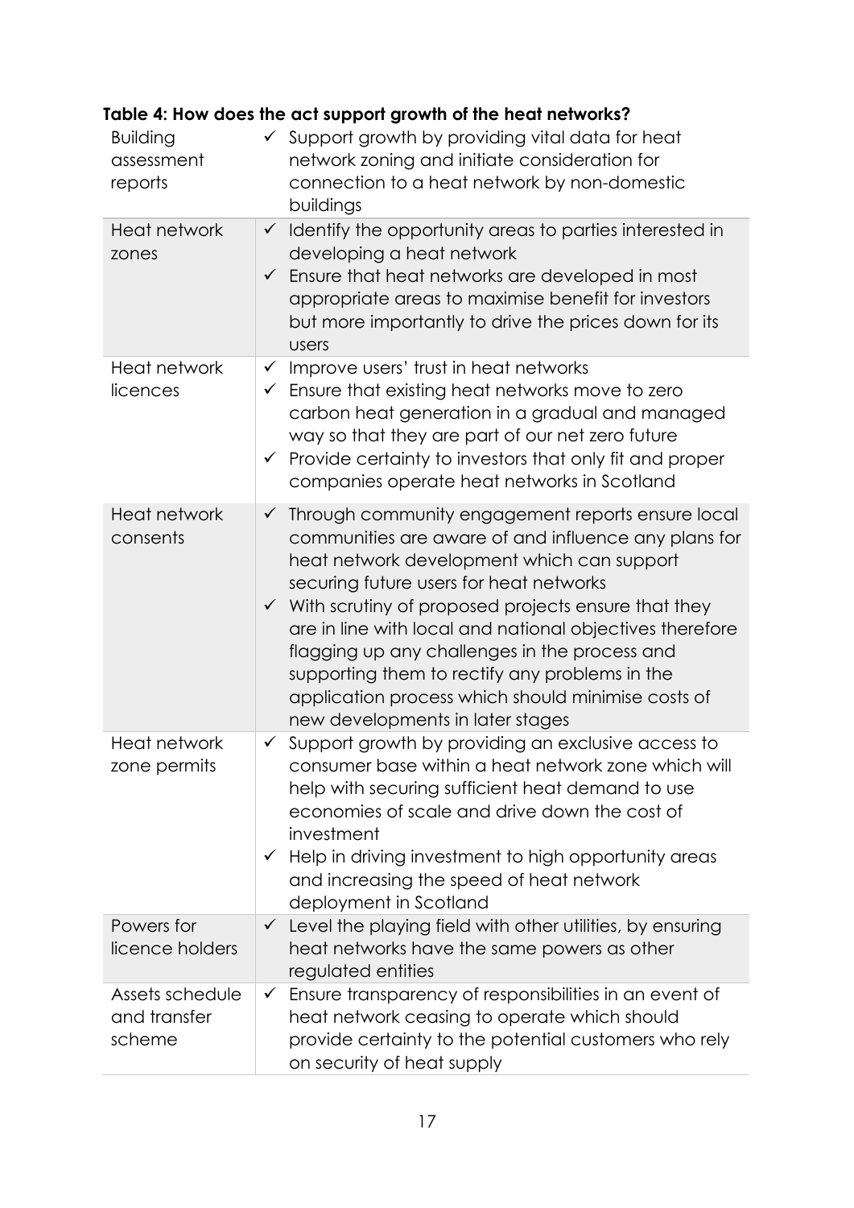**Table 4: How does the act support growth of the heat networks?**

| | |
|---|---|
| Building assessment reports | ✓ Support growth by providing vital data for heat network zoning and initiate consideration for connection to a heat network by non-domestic buildings |
| Heat network zones | ✓ Identify the opportunity areas to parties interested in developing a heat network<br>✓ Ensure that heat networks are developed in most appropriate areas to maximise benefit for investors but more importantly to drive the prices down for its users |
| Heat network licences | ✓ Improve users' trust in heat networks<br>✓ Ensure that existing heat networks move to zero carbon heat generation in a gradual and managed way so that they are part of our net zero future<br>✓ Provide certainty to investors that only fit and proper companies operate heat networks in Scotland |
| Heat network consents | ✓ Through community engagement reports ensure local communities are aware of and influence any plans for heat network development which can support securing future users for heat networks<br>✓ With scrutiny of proposed projects ensure that they are in line with local and national objectives therefore flagging up any challenges in the process and supporting them to rectify any problems in the application process which should minimise costs of new developments in later stages |
| Heat network zone permits | ✓ Support growth by providing an exclusive access to consumer base within a heat network zone which will help with securing sufficient heat demand to use economies of scale and drive down the cost of investment<br>✓ Help in driving investment to high opportunity areas and increasing the speed of heat network deployment in Scotland |
| Powers for licence holders | ✓ Level the playing field with other utilities, by ensuring heat networks have the same powers as other regulated entities |
| Assets schedule and transfer scheme | ✓ Ensure transparency of responsibilities in an event of heat network ceasing to operate which should provide certainty to the potential customers who rely on security of heat supply |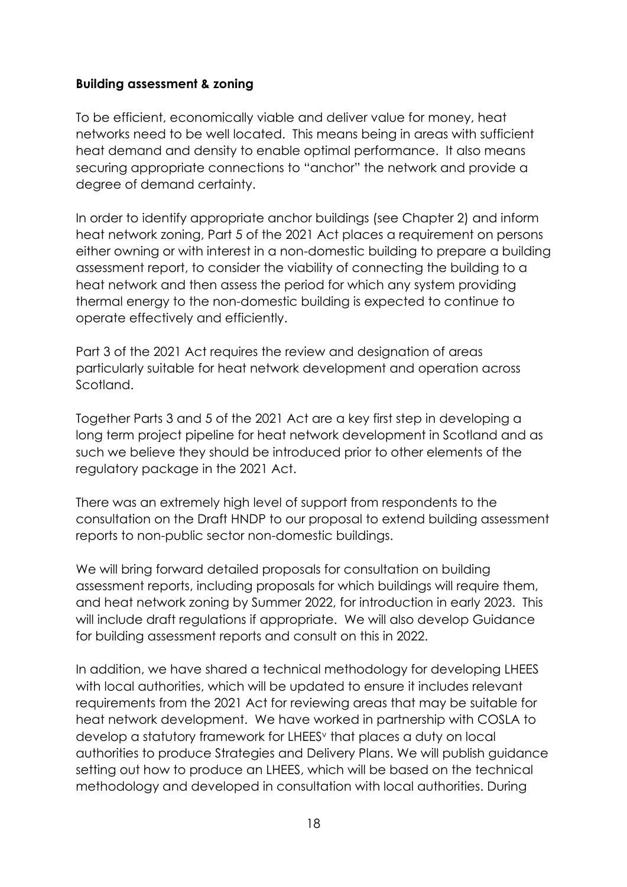**Building assessment & zoning**

To be efficient, economically viable and deliver value for money, heat networks need to be well located. This means being in areas with sufficient heat demand and density to enable optimal performance. It also means securing appropriate connections to "anchor" the network and provide a degree of demand certainty.

In order to identify appropriate anchor buildings (see Chapter 2) and inform heat network zoning, Part 5 of the 2021 Act places a requirement on persons either owning or with interest in a non-domestic building to prepare a building assessment report, to consider the viability of connecting the building to a heat network and then assess the period for which any system providing thermal energy to the non-domestic building is expected to continue to operate effectively and efficiently.

Part 3 of the 2021 Act requires the review and designation of areas particularly suitable for heat network development and operation across Scotland.

Together Parts 3 and 5 of the 2021 Act are a key first step in developing a long term project pipeline for heat network development in Scotland and as such we believe they should be introduced prior to other elements of the regulatory package in the 2021 Act.

There was an extremely high level of support from respondents to the consultation on the Draft HNDP to our proposal to extend building assessment reports to non-public sector non-domestic buildings.

We will bring forward detailed proposals for consultation on building assessment reports, including proposals for which buildings will require them, and heat network zoning by Summer 2022, for introduction in early 2023. This will include draft regulations if appropriate. We will also develop Guidance for building assessment reports and consult on this in 2022.

In addition, we have shared a technical methodology for developing LHEES with local authorities, which will be updated to ensure it includes relevant requirements from the 2021 Act for reviewing areas that may be suitable for heat network development. We have worked in partnership with COSLA to develop a statutory framework for LHEES[v] that places a duty on local authorities to produce Strategies and Delivery Plans. We will publish guidance setting out how to produce an LHEES, which will be based on the technical methodology and developed in consultation with local authorities. During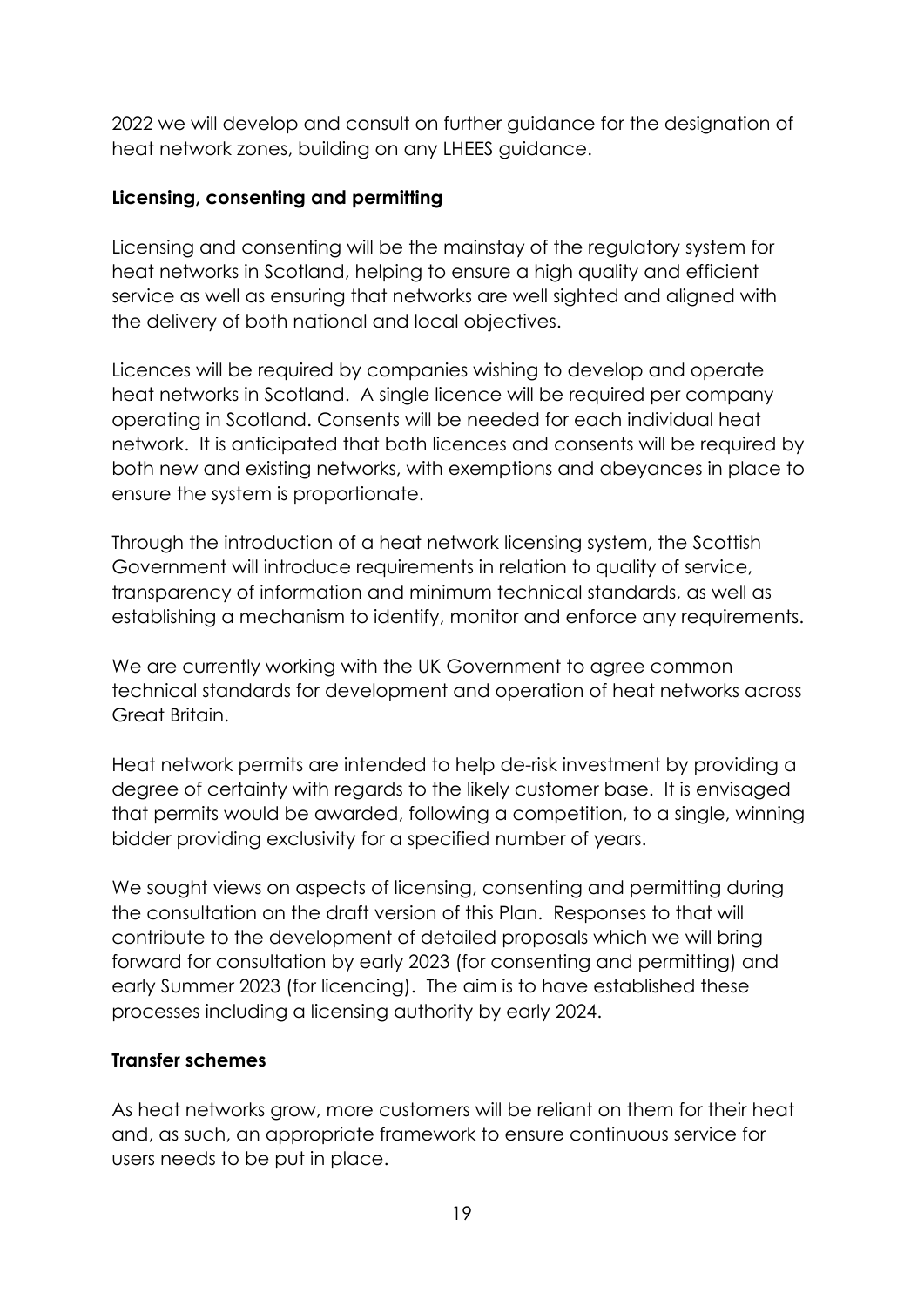2022 we will develop and consult on further guidance for the designation of heat network zones, building on any LHEES guidance.

**Licensing, consenting and permitting**

Licensing and consenting will be the mainstay of the regulatory system for heat networks in Scotland, helping to ensure a high quality and efficient service as well as ensuring that networks are well sighted and aligned with the delivery of both national and local objectives.

Licences will be required by companies wishing to develop and operate heat networks in Scotland. A single licence will be required per company operating in Scotland. Consents will be needed for each individual heat network. It is anticipated that both licences and consents will be required by both new and existing networks, with exemptions and abeyances in place to ensure the system is proportionate.

Through the introduction of a heat network licensing system, the Scottish Government will introduce requirements in relation to quality of service, transparency of information and minimum technical standards, as well as establishing a mechanism to identify, monitor and enforce any requirements.

We are currently working with the UK Government to agree common technical standards for development and operation of heat networks across Great Britain.

Heat network permits are intended to help de-risk investment by providing a degree of certainty with regards to the likely customer base. It is envisaged that permits would be awarded, following a competition, to a single, winning bidder providing exclusivity for a specified number of years.

We sought views on aspects of licensing, consenting and permitting during the consultation on the draft version of this Plan. Responses to that will contribute to the development of detailed proposals which we will bring forward for consultation by early 2023 (for consenting and permitting) and early Summer 2023 (for licencing). The aim is to have established these processes including a licensing authority by early 2024.

**Transfer schemes**

As heat networks grow, more customers will be reliant on them for their heat and, as such, an appropriate framework to ensure continuous service for users needs to be put in place.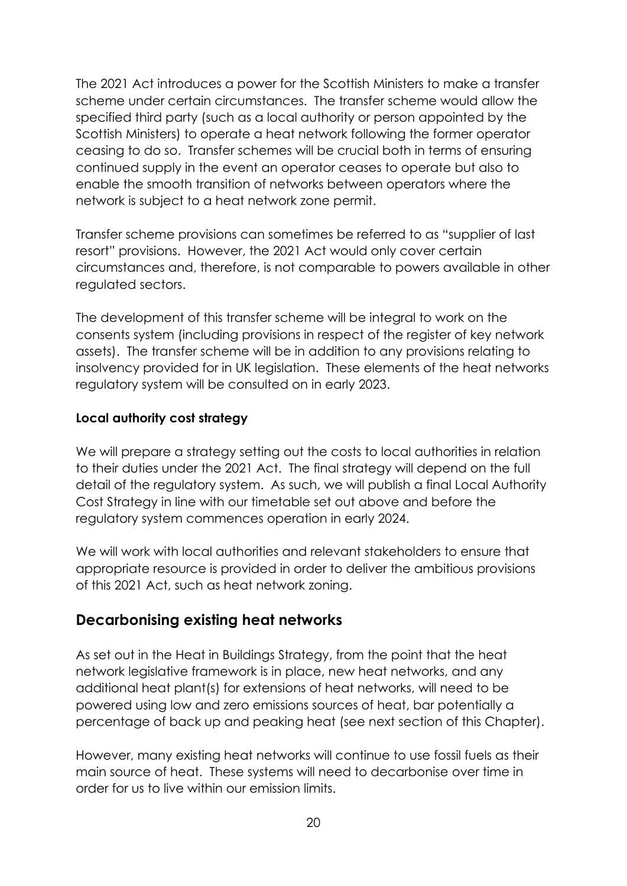The 2021 Act introduces a power for the Scottish Ministers to make a transfer scheme under certain circumstances. The transfer scheme would allow the specified third party (such as a local authority or person appointed by the Scottish Ministers) to operate a heat network following the former operator ceasing to do so. Transfer schemes will be crucial both in terms of ensuring continued supply in the event an operator ceases to operate but also to enable the smooth transition of networks between operators where the network is subject to a heat network zone permit.

Transfer scheme provisions can sometimes be referred to as "supplier of last resort" provisions. However, the 2021 Act would only cover certain circumstances and, therefore, is not comparable to powers available in other regulated sectors.

The development of this transfer scheme will be integral to work on the consents system (including provisions in respect of the register of key network assets). The transfer scheme will be in addition to any provisions relating to insolvency provided for in UK legislation. These elements of the heat networks regulatory system will be consulted on in early 2023.

#### Local authority cost strategy

We will prepare a strategy setting out the costs to local authorities in relation to their duties under the 2021 Act. The final strategy will depend on the full detail of the regulatory system. As such, we will publish a final Local Authority Cost Strategy in line with our timetable set out above and before the regulatory system commences operation in early 2024.

We will work with local authorities and relevant stakeholders to ensure that appropriate resource is provided in order to deliver the ambitious provisions of this 2021 Act, such as heat network zoning.

## Decarbonising existing heat networks

As set out in the Heat in Buildings Strategy, from the point that the heat network legislative framework is in place, new heat networks, and any additional heat plant(s) for extensions of heat networks, will need to be powered using low and zero emissions sources of heat, bar potentially a percentage of back up and peaking heat (see next section of this Chapter).

However, many existing heat networks will continue to use fossil fuels as their main source of heat. These systems will need to decarbonise over time in order for us to live within our emission limits.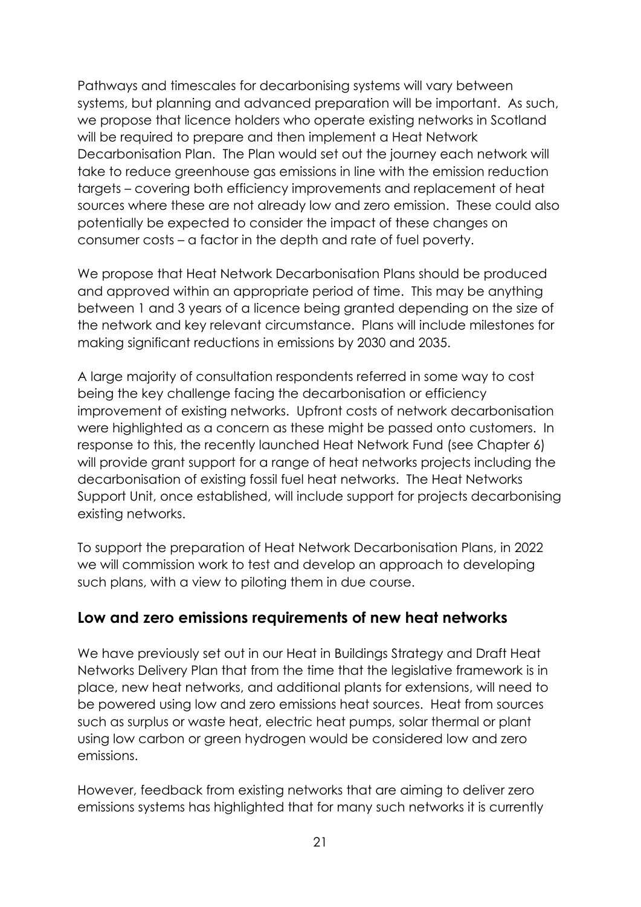Pathways and timescales for decarbonising systems will vary between systems, but planning and advanced preparation will be important. As such, we propose that licence holders who operate existing networks in Scotland will be required to prepare and then implement a Heat Network Decarbonisation Plan. The Plan would set out the journey each network will take to reduce greenhouse gas emissions in line with the emission reduction targets – covering both efficiency improvements and replacement of heat sources where these are not already low and zero emission. These could also potentially be expected to consider the impact of these changes on consumer costs – a factor in the depth and rate of fuel poverty.

We propose that Heat Network Decarbonisation Plans should be produced and approved within an appropriate period of time. This may be anything between 1 and 3 years of a licence being granted depending on the size of the network and key relevant circumstance. Plans will include milestones for making significant reductions in emissions by 2030 and 2035.

A large majority of consultation respondents referred in some way to cost being the key challenge facing the decarbonisation or efficiency improvement of existing networks. Upfront costs of network decarbonisation were highlighted as a concern as these might be passed onto customers. In response to this, the recently launched Heat Network Fund (see Chapter 6) will provide grant support for a range of heat networks projects including the decarbonisation of existing fossil fuel heat networks. The Heat Networks Support Unit, once established, will include support for projects decarbonising existing networks.

To support the preparation of Heat Network Decarbonisation Plans, in 2022 we will commission work to test and develop an approach to developing such plans, with a view to piloting them in due course.

## Low and zero emissions requirements of new heat networks

We have previously set out in our Heat in Buildings Strategy and Draft Heat Networks Delivery Plan that from the time that the legislative framework is in place, new heat networks, and additional plants for extensions, will need to be powered using low and zero emissions heat sources. Heat from sources such as surplus or waste heat, electric heat pumps, solar thermal or plant using low carbon or green hydrogen would be considered low and zero emissions.

However, feedback from existing networks that are aiming to deliver zero emissions systems has highlighted that for many such networks it is currently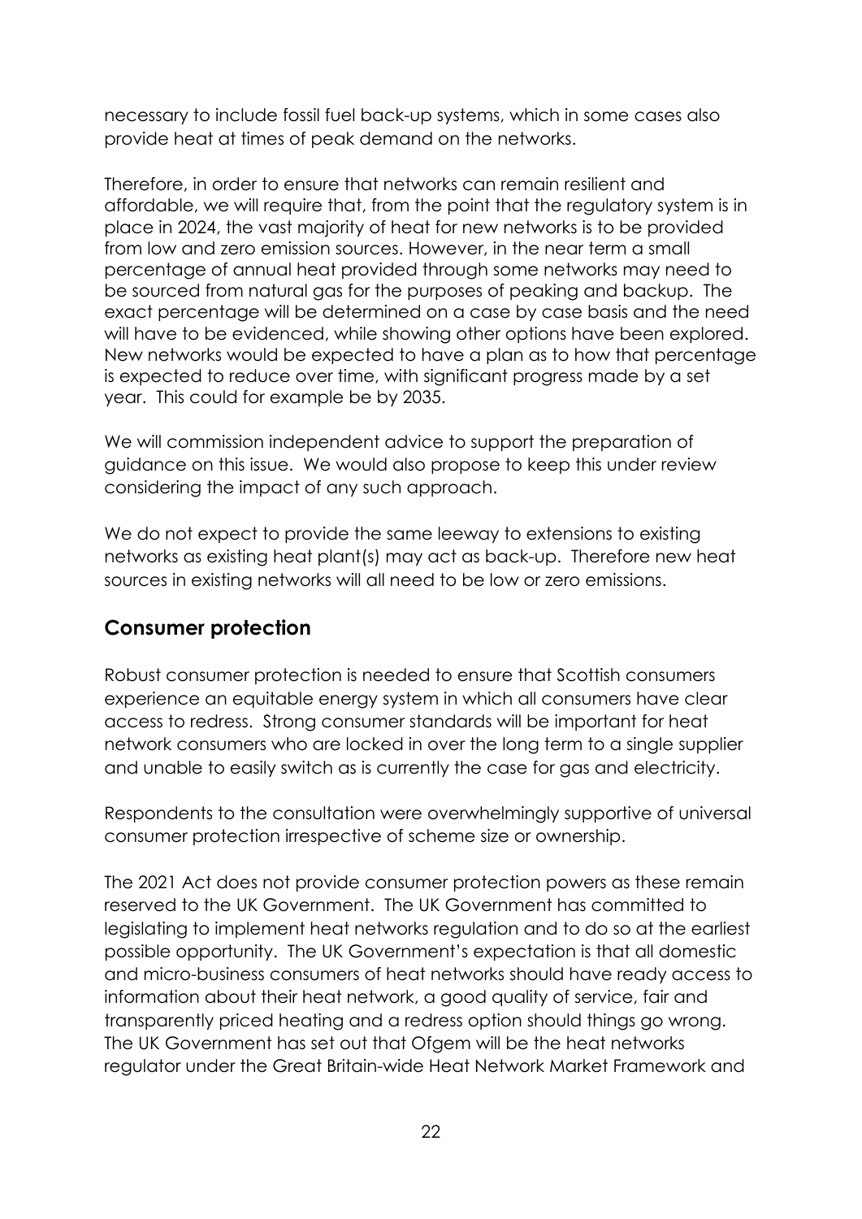necessary to include fossil fuel back-up systems, which in some cases also provide heat at times of peak demand on the networks.

Therefore, in order to ensure that networks can remain resilient and affordable, we will require that, from the point that the regulatory system is in place in 2024, the vast majority of heat for new networks is to be provided from low and zero emission sources. However, in the near term a small percentage of annual heat provided through some networks may need to be sourced from natural gas for the purposes of peaking and backup. The exact percentage will be determined on a case by case basis and the need will have to be evidenced, while showing other options have been explored. New networks would be expected to have a plan as to how that percentage is expected to reduce over time, with significant progress made by a set year. This could for example be by 2035.

We will commission independent advice to support the preparation of guidance on this issue. We would also propose to keep this under review considering the impact of any such approach.

We do not expect to provide the same leeway to extensions to existing networks as existing heat plant(s) may act as back-up. Therefore new heat sources in existing networks will all need to be low or zero emissions.

## Consumer protection

Robust consumer protection is needed to ensure that Scottish consumers experience an equitable energy system in which all consumers have clear access to redress. Strong consumer standards will be important for heat network consumers who are locked in over the long term to a single supplier and unable to easily switch as is currently the case for gas and electricity.

Respondents to the consultation were overwhelmingly supportive of universal consumer protection irrespective of scheme size or ownership.

The 2021 Act does not provide consumer protection powers as these remain reserved to the UK Government. The UK Government has committed to legislating to implement heat networks regulation and to do so at the earliest possible opportunity. The UK Government's expectation is that all domestic and micro-business consumers of heat networks should have ready access to information about their heat network, a good quality of service, fair and transparently priced heating and a redress option should things go wrong. The UK Government has set out that Ofgem will be the heat networks regulator under the Great Britain-wide Heat Network Market Framework and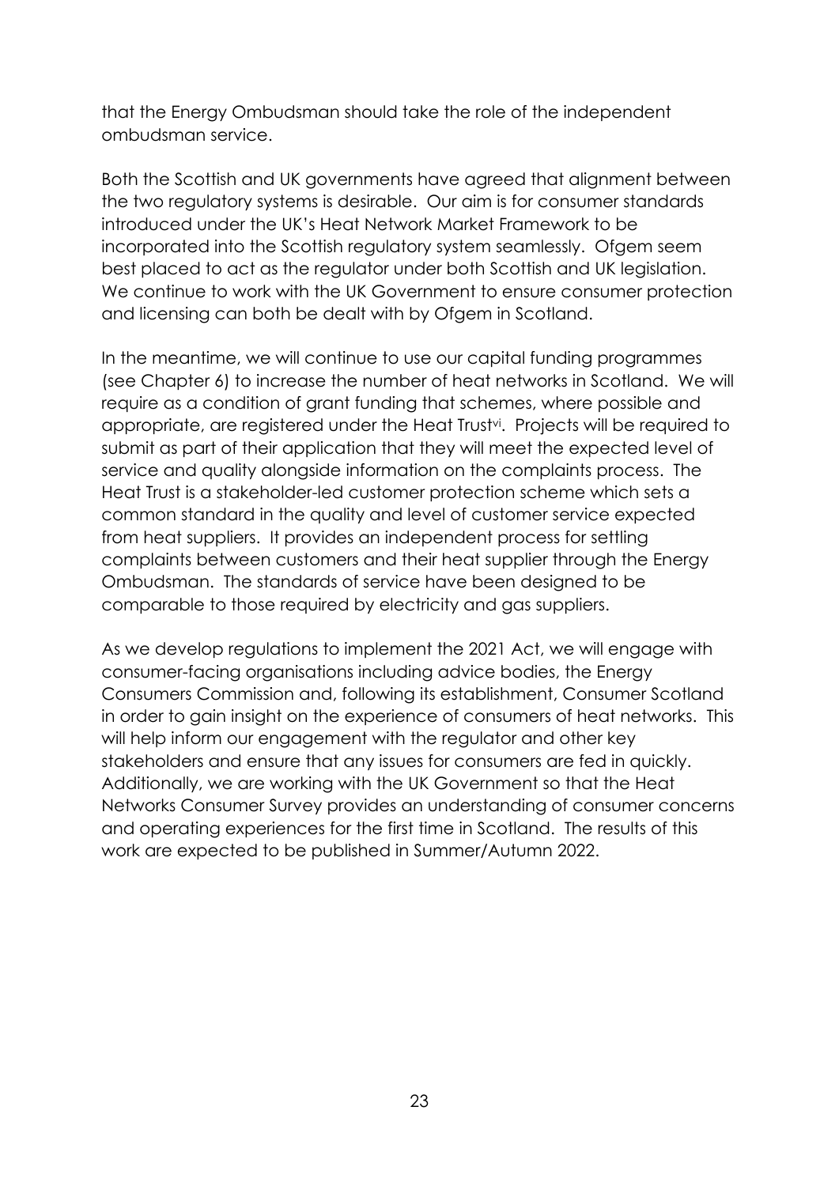that the Energy Ombudsman should take the role of the independent ombudsman service.

Both the Scottish and UK governments have agreed that alignment between the two regulatory systems is desirable. Our aim is for consumer standards introduced under the UK's Heat Network Market Framework to be incorporated into the Scottish regulatory system seamlessly. Ofgem seem best placed to act as the regulator under both Scottish and UK legislation. We continue to work with the UK Government to ensure consumer protection and licensing can both be dealt with by Ofgem in Scotland.

In the meantime, we will continue to use our capital funding programmes (see Chapter 6) to increase the number of heat networks in Scotland. We will require as a condition of grant funding that schemes, where possible and appropriate, are registered under the Heat Trust[vi]. Projects will be required to submit as part of their application that they will meet the expected level of service and quality alongside information on the complaints process. The Heat Trust is a stakeholder-led customer protection scheme which sets a common standard in the quality and level of customer service expected from heat suppliers. It provides an independent process for settling complaints between customers and their heat supplier through the Energy Ombudsman. The standards of service have been designed to be comparable to those required by electricity and gas suppliers.

As we develop regulations to implement the 2021 Act, we will engage with consumer-facing organisations including advice bodies, the Energy Consumers Commission and, following its establishment, Consumer Scotland in order to gain insight on the experience of consumers of heat networks. This will help inform our engagement with the regulator and other key stakeholders and ensure that any issues for consumers are fed in quickly. Additionally, we are working with the UK Government so that the Heat Networks Consumer Survey provides an understanding of consumer concerns and operating experiences for the first time in Scotland. The results of this work are expected to be published in Summer/Autumn 2022.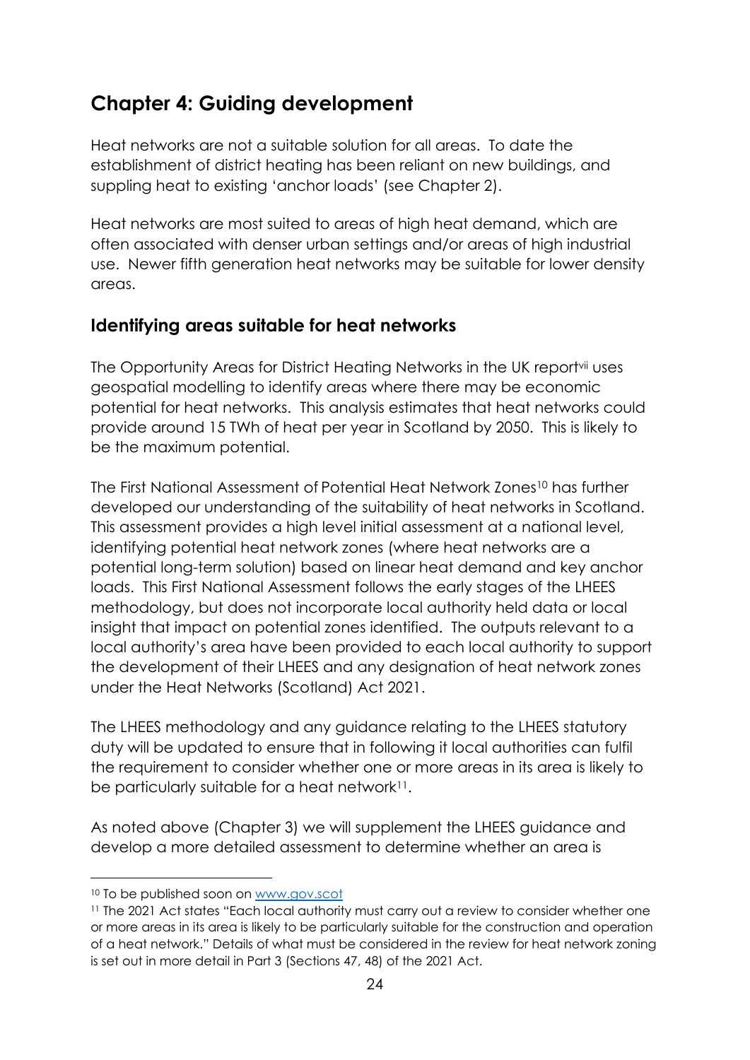# Chapter 4: Guiding development

Heat networks are not a suitable solution for all areas. To date the establishment of district heating has been reliant on new buildings, and suppling heat to existing 'anchor loads' (see Chapter 2).

Heat networks are most suited to areas of high heat demand, which are often associated with denser urban settings and/or areas of high industrial use. Newer fifth generation heat networks may be suitable for lower density areas.

## Identifying areas suitable for heat networks

The Opportunity Areas for District Heating Networks in the UK report[vii] uses geospatial modelling to identify areas where there may be economic potential for heat networks. This analysis estimates that heat networks could provide around 15 TWh of heat per year in Scotland by 2050. This is likely to be the maximum potential.

The First National Assessment of Potential Heat Network Zones[10] has further developed our understanding of the suitability of heat networks in Scotland. This assessment provides a high level initial assessment at a national level, identifying potential heat network zones (where heat networks are a potential long-term solution) based on linear heat demand and key anchor loads. This First National Assessment follows the early stages of the LHEES methodology, but does not incorporate local authority held data or local insight that impact on potential zones identified. The outputs relevant to a local authority's area have been provided to each local authority to support the development of their LHEES and any designation of heat network zones under the Heat Networks (Scotland) Act 2021.

The LHEES methodology and any guidance relating to the LHEES statutory duty will be updated to ensure that in following it local authorities can fulfil the requirement to consider whether one or more areas in its area is likely to be particularly suitable for a heat network[11].

As noted above (Chapter 3) we will supplement the LHEES guidance and develop a more detailed assessment to determine whether an area is

---

[10] To be published soon on [www.gov.scot](www.gov.scot)

[11] The 2021 Act states "Each local authority must carry out a review to consider whether one or more areas in its area is likely to be particularly suitable for the construction and operation of a heat network." Details of what must be considered in the review for heat network zoning is set out in more detail in Part 3 (Sections 47, 48) of the 2021 Act.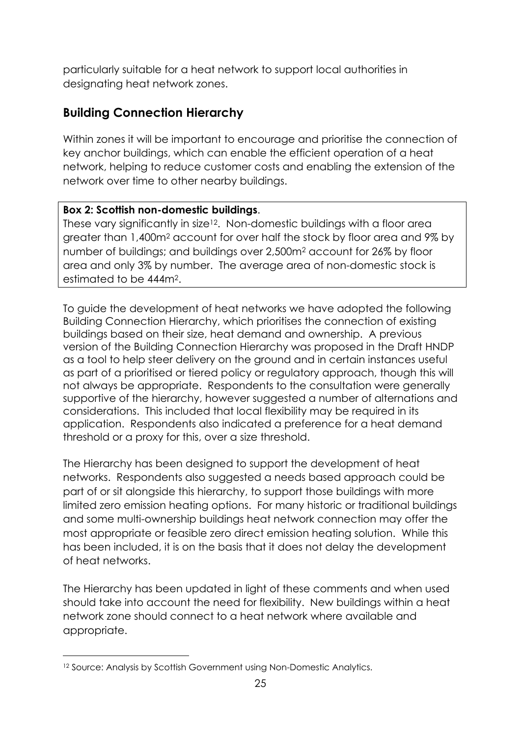particularly suitable for a heat network to support local authorities in designating heat network zones.

## Building Connection Hierarchy

Within zones it will be important to encourage and prioritise the connection of key anchor buildings, which can enable the efficient operation of a heat network, helping to reduce customer costs and enabling the extension of the network over time to other nearby buildings.

> **Box 2: Scottish non-domestic buildings**.
> These vary significantly in size[12]. Non-domestic buildings with a floor area greater than 1,400m$^2$ account for over half the stock by floor area and 9% by number of buildings; and buildings over 2,500m$^2$ account for 26% by floor area and only 3% by number. The average area of non-domestic stock is estimated to be 444m$^2$.

To guide the development of heat networks we have adopted the following Building Connection Hierarchy, which prioritises the connection of existing buildings based on their size, heat demand and ownership. A previous version of the Building Connection Hierarchy was proposed in the Draft HNDP as a tool to help steer delivery on the ground and in certain instances useful as part of a prioritised or tiered policy or regulatory approach, though this will not always be appropriate. Respondents to the consultation were generally supportive of the hierarchy, however suggested a number of alternations and considerations. This included that local flexibility may be required in its application. Respondents also indicated a preference for a heat demand threshold or a proxy for this, over a size threshold.

The Hierarchy has been designed to support the development of heat networks. Respondents also suggested a needs based approach could be part of or sit alongside this hierarchy, to support those buildings with more limited zero emission heating options. For many historic or traditional buildings and some multi-ownership buildings heat network connection may offer the most appropriate or feasible zero direct emission heating solution. While this has been included, it is on the basis that it does not delay the development of heat networks.

The Hierarchy has been updated in light of these comments and when used should take into account the need for flexibility. New buildings within a heat network zone should connect to a heat network where available and appropriate.

---

[12] Source: Analysis by Scottish Government using Non-Domestic Analytics.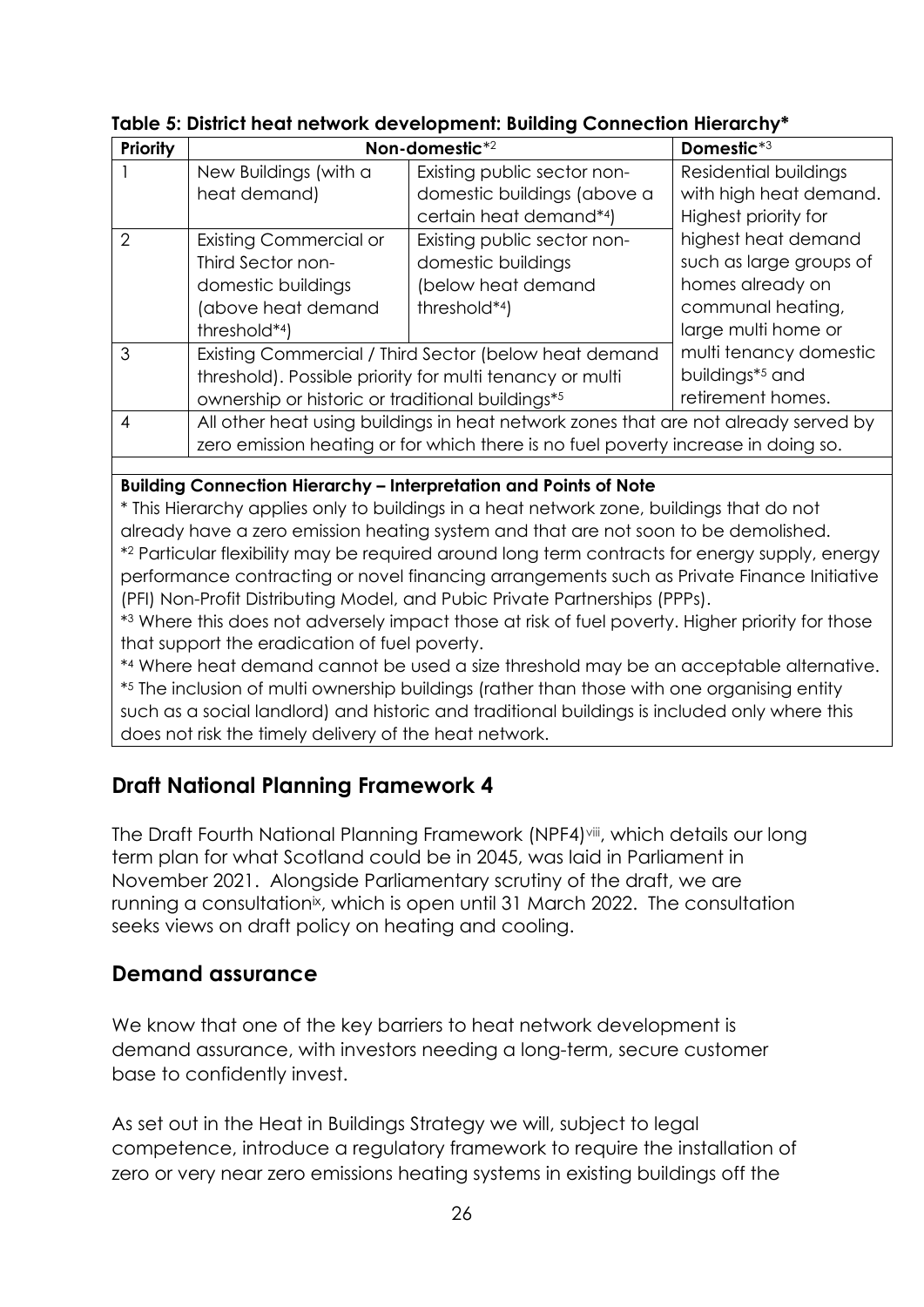**Table 5: District heat network development: Building Connection Hierarchy***

| Priority | Non-domestic*[2] | | Domestic*[3] |
|---|---|---|---|
| 1 | New Buildings (with a heat demand) | Existing public sector non-domestic buildings (above a certain heat demand*[4]) | Residential buildings with high heat demand. Highest priority for highest heat demand such as large groups of homes already on communal heating, large multi home or multi tenancy domestic buildings*[5] and retirement homes. |
| 2 | Existing Commercial or Third Sector non-domestic buildings (above heat demand threshold*[4]) | Existing public sector non-domestic buildings (below heat demand threshold*[4]) | |
| 3 | Existing Commercial / Third Sector (below heat demand threshold). Possible priority for multi tenancy or multi ownership or historic or traditional buildings*[5] | | |
| 4 | All other heat using buildings in heat network zones that are not already served by zero emission heating or for which there is no fuel poverty increase in doing so. | | |

**Building Connection Hierarchy – Interpretation and Points of Note**

* This Hierarchy applies only to buildings in a heat network zone, buildings that do not already have a zero emission heating system and that are not soon to be demolished.

*[2] Particular flexibility may be required around long term contracts for energy supply, energy performance contracting or novel financing arrangements such as Private Finance Initiative (PFI) Non-Profit Distributing Model, and Pubic Private Partnerships (PPPs).

*[3] Where this does not adversely impact those at risk of fuel poverty. Higher priority for those that support the eradication of fuel poverty.

*[4] Where heat demand cannot be used a size threshold may be an acceptable alternative.

*[5] The inclusion of multi ownership buildings (rather than those with one organising entity such as a social landlord) and historic and traditional buildings is included only where this does not risk the timely delivery of the heat network.

## Draft National Planning Framework 4

The Draft Fourth National Planning Framework (NPF4)[viii], which details our long term plan for what Scotland could be in 2045, was laid in Parliament in November 2021. Alongside Parliamentary scrutiny of the draft, we are running a consultation[ix], which is open until 31 March 2022. The consultation seeks views on draft policy on heating and cooling.

## Demand assurance

We know that one of the key barriers to heat network development is demand assurance, with investors needing a long-term, secure customer base to confidently invest.

As set out in the Heat in Buildings Strategy we will, subject to legal competence, introduce a regulatory framework to require the installation of zero or very near zero emissions heating systems in existing buildings off the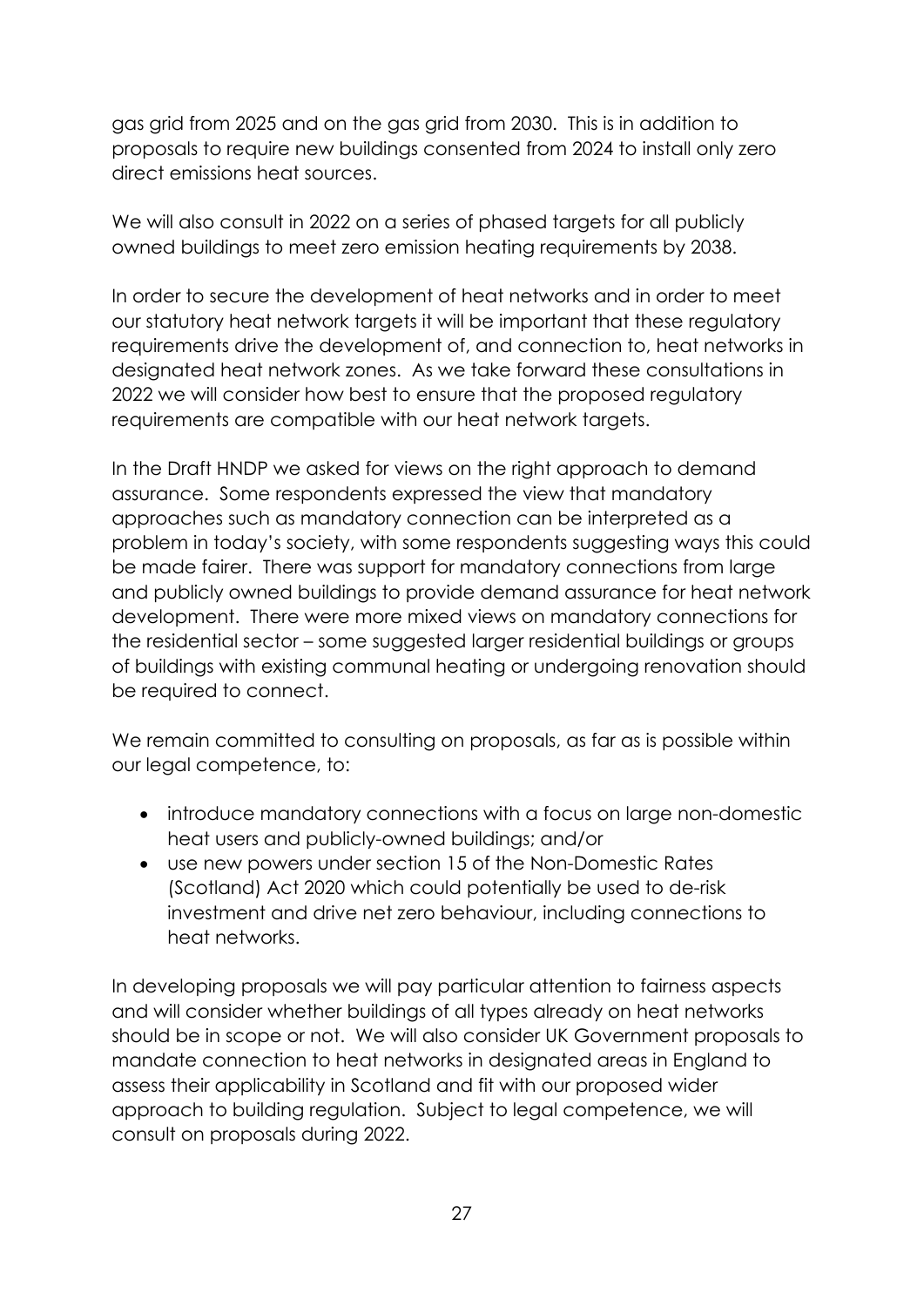gas grid from 2025 and on the gas grid from 2030. This is in addition to proposals to require new buildings consented from 2024 to install only zero direct emissions heat sources.

We will also consult in 2022 on a series of phased targets for all publicly owned buildings to meet zero emission heating requirements by 2038.

In order to secure the development of heat networks and in order to meet our statutory heat network targets it will be important that these regulatory requirements drive the development of, and connection to, heat networks in designated heat network zones. As we take forward these consultations in 2022 we will consider how best to ensure that the proposed regulatory requirements are compatible with our heat network targets.

In the Draft HNDP we asked for views on the right approach to demand assurance. Some respondents expressed the view that mandatory approaches such as mandatory connection can be interpreted as a problem in today's society, with some respondents suggesting ways this could be made fairer. There was support for mandatory connections from large and publicly owned buildings to provide demand assurance for heat network development. There were more mixed views on mandatory connections for the residential sector – some suggested larger residential buildings or groups of buildings with existing communal heating or undergoing renovation should be required to connect.

We remain committed to consulting on proposals, as far as is possible within our legal competence, to:

- introduce mandatory connections with a focus on large non-domestic heat users and publicly-owned buildings; and/or
- use new powers under section 15 of the Non-Domestic Rates (Scotland) Act 2020 which could potentially be used to de-risk investment and drive net zero behaviour, including connections to heat networks.

In developing proposals we will pay particular attention to fairness aspects and will consider whether buildings of all types already on heat networks should be in scope or not. We will also consider UK Government proposals to mandate connection to heat networks in designated areas in England to assess their applicability in Scotland and fit with our proposed wider approach to building regulation. Subject to legal competence, we will consult on proposals during 2022.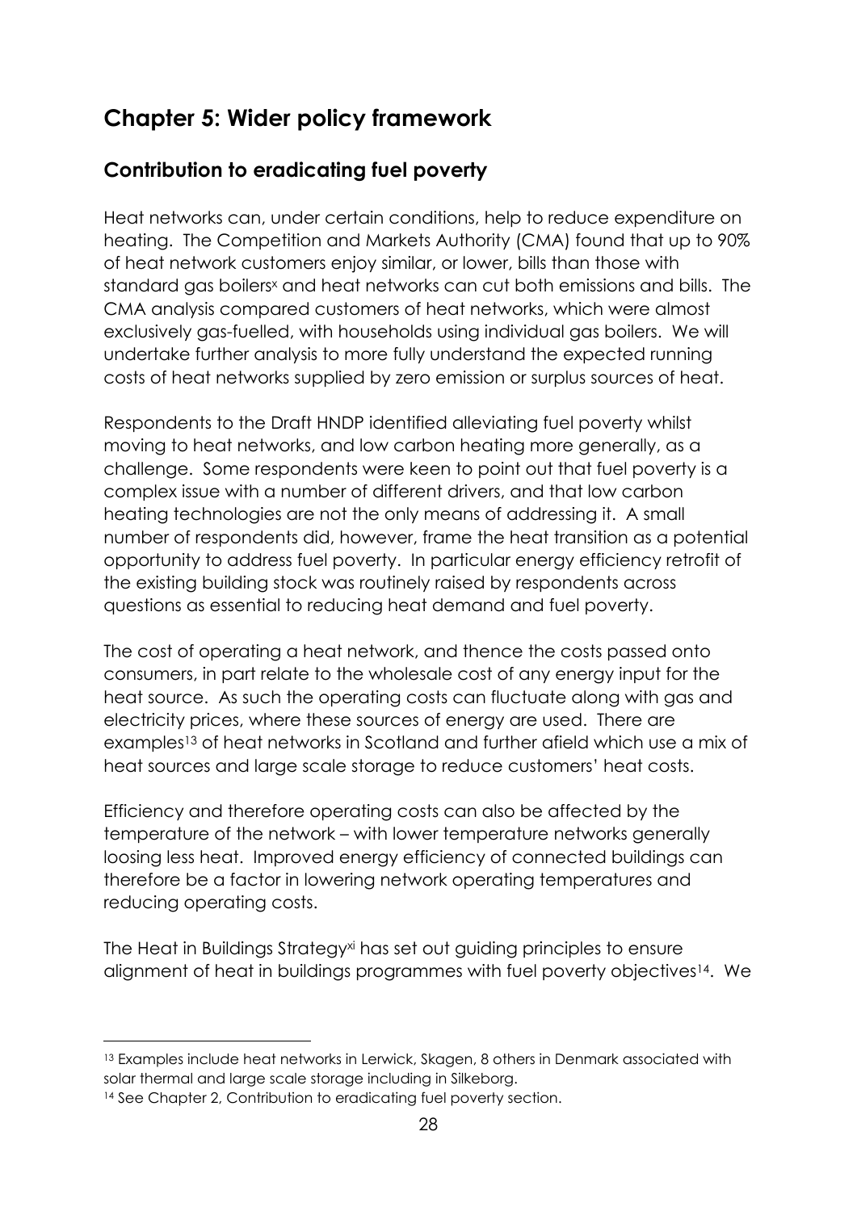# Chapter 5: Wider policy framework

## Contribution to eradicating fuel poverty

Heat networks can, under certain conditions, help to reduce expenditure on heating. The Competition and Markets Authority (CMA) found that up to 90% of heat network customers enjoy similar, or lower, bills than those with standard gas boilers[x] and heat networks can cut both emissions and bills. The CMA analysis compared customers of heat networks, which were almost exclusively gas-fuelled, with households using individual gas boilers. We will undertake further analysis to more fully understand the expected running costs of heat networks supplied by zero emission or surplus sources of heat.

Respondents to the Draft HNDP identified alleviating fuel poverty whilst moving to heat networks, and low carbon heating more generally, as a challenge. Some respondents were keen to point out that fuel poverty is a complex issue with a number of different drivers, and that low carbon heating technologies are not the only means of addressing it. A small number of respondents did, however, frame the heat transition as a potential opportunity to address fuel poverty. In particular energy efficiency retrofit of the existing building stock was routinely raised by respondents across questions as essential to reducing heat demand and fuel poverty.

The cost of operating a heat network, and thence the costs passed onto consumers, in part relate to the wholesale cost of any energy input for the heat source. As such the operating costs can fluctuate along with gas and electricity prices, where these sources of energy are used. There are examples[13] of heat networks in Scotland and further afield which use a mix of heat sources and large scale storage to reduce customers' heat costs.

Efficiency and therefore operating costs can also be affected by the temperature of the network – with lower temperature networks generally loosing less heat. Improved energy efficiency of connected buildings can therefore be a factor in lowering network operating temperatures and reducing operating costs.

The Heat in Buildings Strategy[xi] has set out guiding principles to ensure alignment of heat in buildings programmes with fuel poverty objectives[14]. We

---

[13] Examples include heat networks in Lerwick, Skagen, 8 others in Denmark associated with solar thermal and large scale storage including in Silkeborg.

[14] See Chapter 2, Contribution to eradicating fuel poverty section.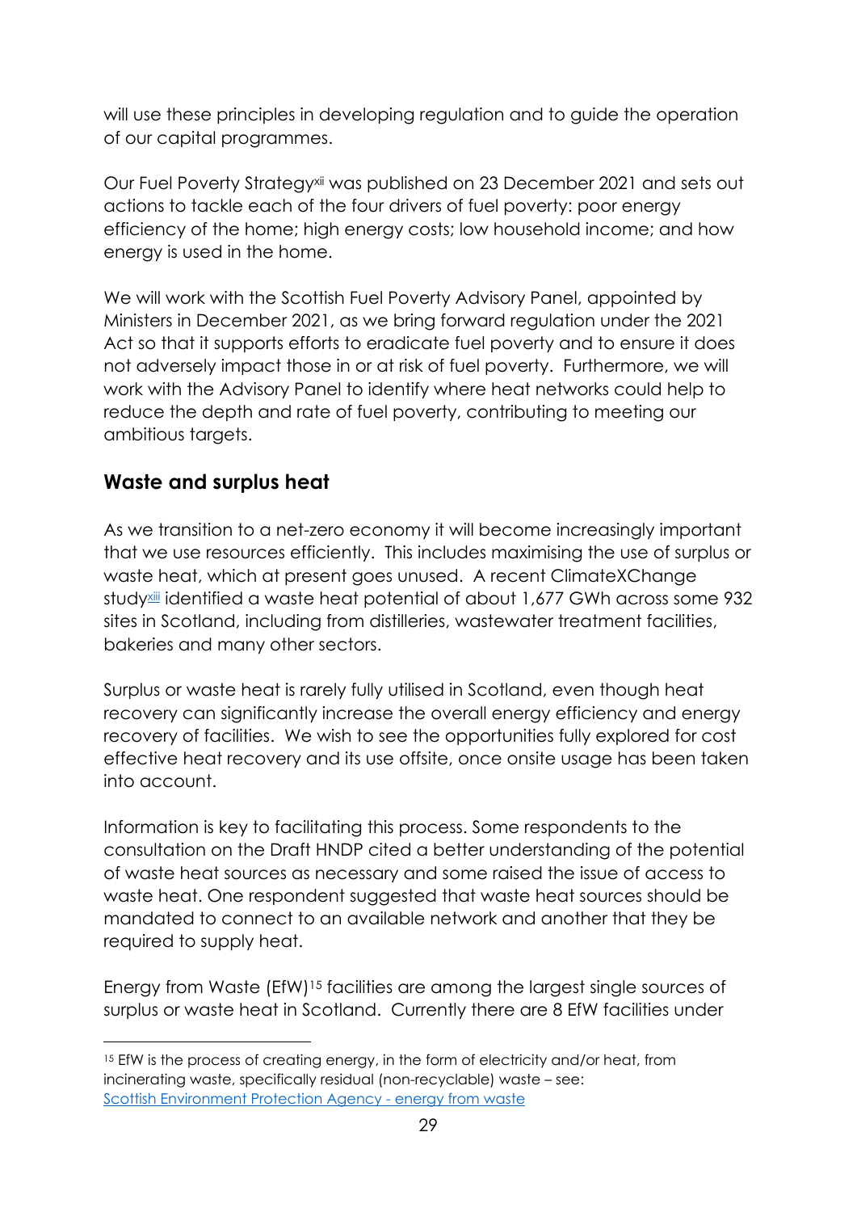will use these principles in developing regulation and to guide the operation of our capital programmes.

Our Fuel Poverty Strategy[xii] was published on 23 December 2021 and sets out actions to tackle each of the four drivers of fuel poverty: poor energy efficiency of the home; high energy costs; low household income; and how energy is used in the home.

We will work with the Scottish Fuel Poverty Advisory Panel, appointed by Ministers in December 2021, as we bring forward regulation under the 2021 Act so that it supports efforts to eradicate fuel poverty and to ensure it does not adversely impact those in or at risk of fuel poverty. Furthermore, we will work with the Advisory Panel to identify where heat networks could help to reduce the depth and rate of fuel poverty, contributing to meeting our ambitious targets.

## Waste and surplus heat

As we transition to a net-zero economy it will become increasingly important that we use resources efficiently. This includes maximising the use of surplus or waste heat, which at present goes unused. A recent ClimateXChange study[xiii] identified a waste heat potential of about 1,677 GWh across some 932 sites in Scotland, including from distilleries, wastewater treatment facilities, bakeries and many other sectors.

Surplus or waste heat is rarely fully utilised in Scotland, even though heat recovery can significantly increase the overall energy efficiency and energy recovery of facilities. We wish to see the opportunities fully explored for cost effective heat recovery and its use offsite, once onsite usage has been taken into account.

Information is key to facilitating this process. Some respondents to the consultation on the Draft HNDP cited a better understanding of the potential of waste heat sources as necessary and some raised the issue of access to waste heat. One respondent suggested that waste heat sources should be mandated to connect to an available network and another that they be required to supply heat.

Energy from Waste (EfW)[15] facilities are among the largest single sources of surplus or waste heat in Scotland. Currently there are 8 EfW facilities under

---

[15] EfW is the process of creating energy, in the form of electricity and/or heat, from incinerating waste, specifically residual (non-recyclable) waste – see: [Scottish Environment Protection Agency - energy from waste]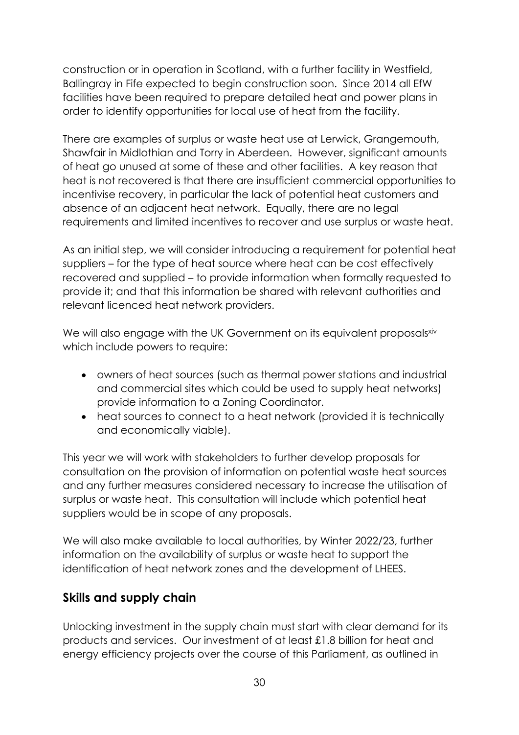construction or in operation in Scotland, with a further facility in Westfield, Ballingray in Fife expected to begin construction soon. Since 2014 all EfW facilities have been required to prepare detailed heat and power plans in order to identify opportunities for local use of heat from the facility.

There are examples of surplus or waste heat use at Lerwick, Grangemouth, Shawfair in Midlothian and Torry in Aberdeen. However, significant amounts of heat go unused at some of these and other facilities. A key reason that heat is not recovered is that there are insufficient commercial opportunities to incentivise recovery, in particular the lack of potential heat customers and absence of an adjacent heat network. Equally, there are no legal requirements and limited incentives to recover and use surplus or waste heat.

As an initial step, we will consider introducing a requirement for potential heat suppliers – for the type of heat source where heat can be cost effectively recovered and supplied – to provide information when formally requested to provide it; and that this information be shared with relevant authorities and relevant licenced heat network providers.

We will also engage with the UK Government on its equivalent proposals[xiv] which include powers to require:

- owners of heat sources (such as thermal power stations and industrial and commercial sites which could be used to supply heat networks) provide information to a Zoning Coordinator.
- heat sources to connect to a heat network (provided it is technically and economically viable).

This year we will work with stakeholders to further develop proposals for consultation on the provision of information on potential waste heat sources and any further measures considered necessary to increase the utilisation of surplus or waste heat. This consultation will include which potential heat suppliers would be in scope of any proposals.

We will also make available to local authorities, by Winter 2022/23, further information on the availability of surplus or waste heat to support the identification of heat network zones and the development of LHEES.

## Skills and supply chain

Unlocking investment in the supply chain must start with clear demand for its products and services. Our investment of at least £1.8 billion for heat and energy efficiency projects over the course of this Parliament, as outlined in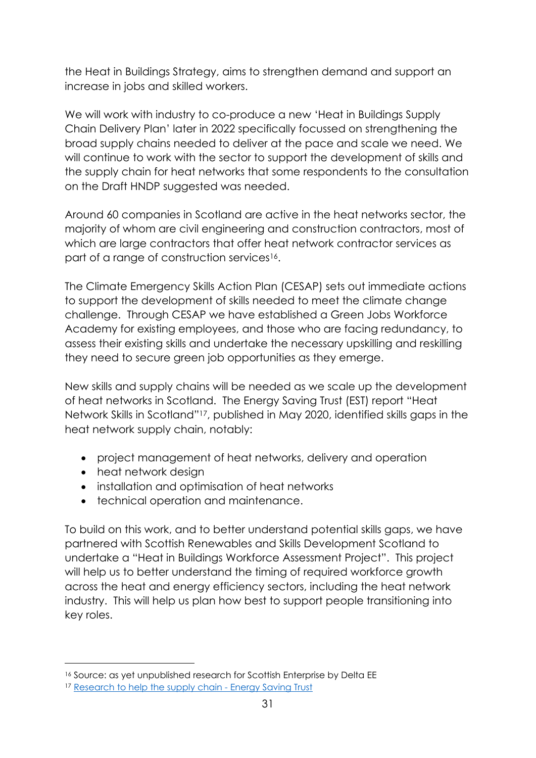the Heat in Buildings Strategy, aims to strengthen demand and support an increase in jobs and skilled workers.

We will work with industry to co-produce a new 'Heat in Buildings Supply Chain Delivery Plan' later in 2022 specifically focussed on strengthening the broad supply chains needed to deliver at the pace and scale we need. We will continue to work with the sector to support the development of skills and the supply chain for heat networks that some respondents to the consultation on the Draft HNDP suggested was needed.

Around 60 companies in Scotland are active in the heat networks sector, the majority of whom are civil engineering and construction contractors, most of which are large contractors that offer heat network contractor services as part of a range of construction services[16].

The Climate Emergency Skills Action Plan (CESAP) sets out immediate actions to support the development of skills needed to meet the climate change challenge. Through CESAP we have established a Green Jobs Workforce Academy for existing employees, and those who are facing redundancy, to assess their existing skills and undertake the necessary upskilling and reskilling they need to secure green job opportunities as they emerge.

New skills and supply chains will be needed as we scale up the development of heat networks in Scotland. The Energy Saving Trust (EST) report "Heat Network Skills in Scotland"[17], published in May 2020, identified skills gaps in the heat network supply chain, notably:

- project management of heat networks, delivery and operation
- heat network design
- installation and optimisation of heat networks
- technical operation and maintenance.

To build on this work, and to better understand potential skills gaps, we have partnered with Scottish Renewables and Skills Development Scotland to undertake a "Heat in Buildings Workforce Assessment Project". This project will help us to better understand the timing of required workforce growth across the heat and energy efficiency sectors, including the heat network industry. This will help us plan how best to support people transitioning into key roles.

---

[16] Source: as yet unpublished research for Scottish Enterprise by Delta EE

[17] Research to help the supply chain - Energy Saving Trust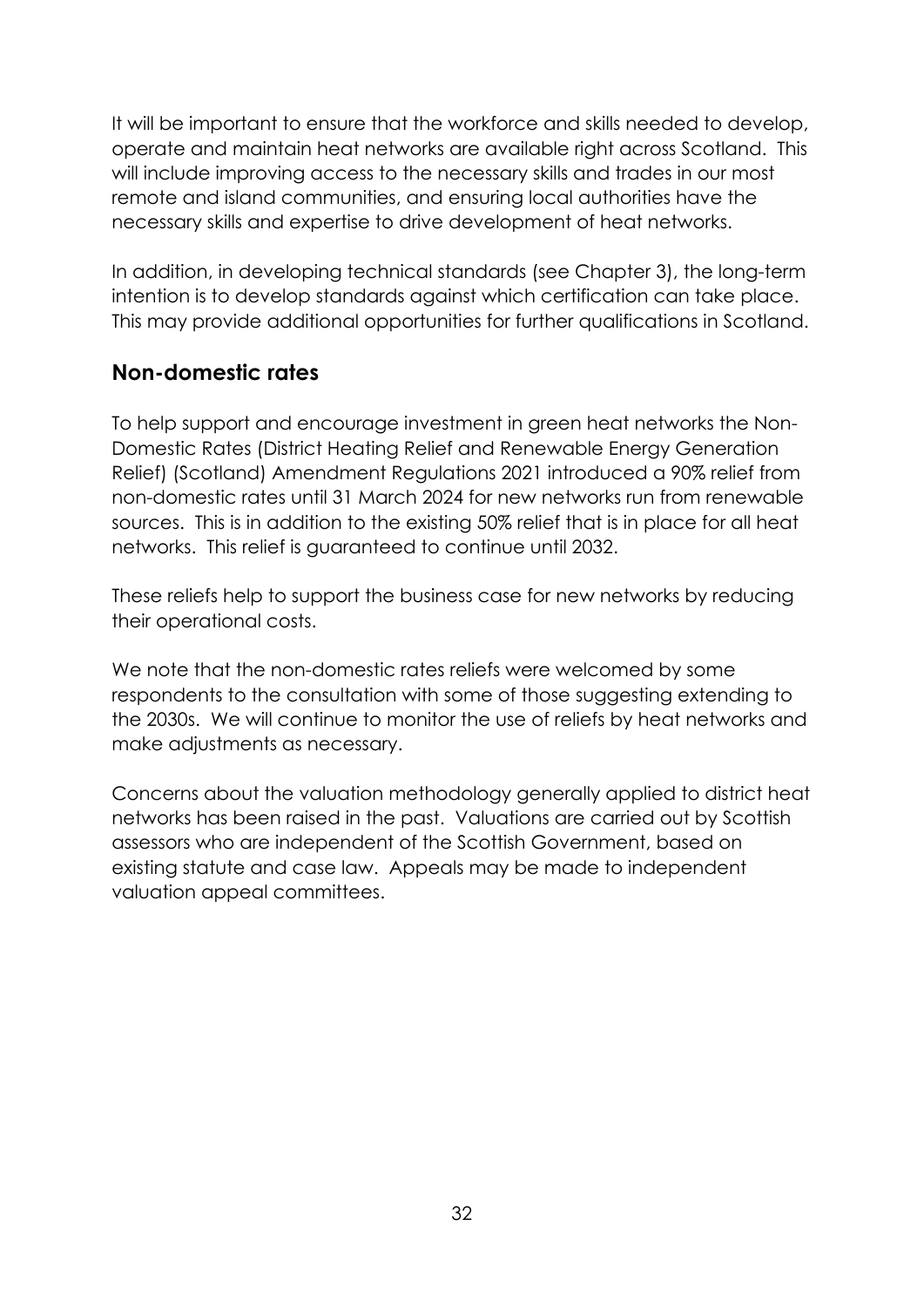It will be important to ensure that the workforce and skills needed to develop, operate and maintain heat networks are available right across Scotland. This will include improving access to the necessary skills and trades in our most remote and island communities, and ensuring local authorities have the necessary skills and expertise to drive development of heat networks.

In addition, in developing technical standards (see Chapter 3), the long-term intention is to develop standards against which certification can take place. This may provide additional opportunities for further qualifications in Scotland.

## Non-domestic rates

To help support and encourage investment in green heat networks the Non-Domestic Rates (District Heating Relief and Renewable Energy Generation Relief) (Scotland) Amendment Regulations 2021 introduced a 90% relief from non-domestic rates until 31 March 2024 for new networks run from renewable sources. This is in addition to the existing 50% relief that is in place for all heat networks. This relief is guaranteed to continue until 2032.

These reliefs help to support the business case for new networks by reducing their operational costs.

We note that the non-domestic rates reliefs were welcomed by some respondents to the consultation with some of those suggesting extending to the 2030s. We will continue to monitor the use of reliefs by heat networks and make adjustments as necessary.

Concerns about the valuation methodology generally applied to district heat networks has been raised in the past. Valuations are carried out by Scottish assessors who are independent of the Scottish Government, based on existing statute and case law. Appeals may be made to independent valuation appeal committees.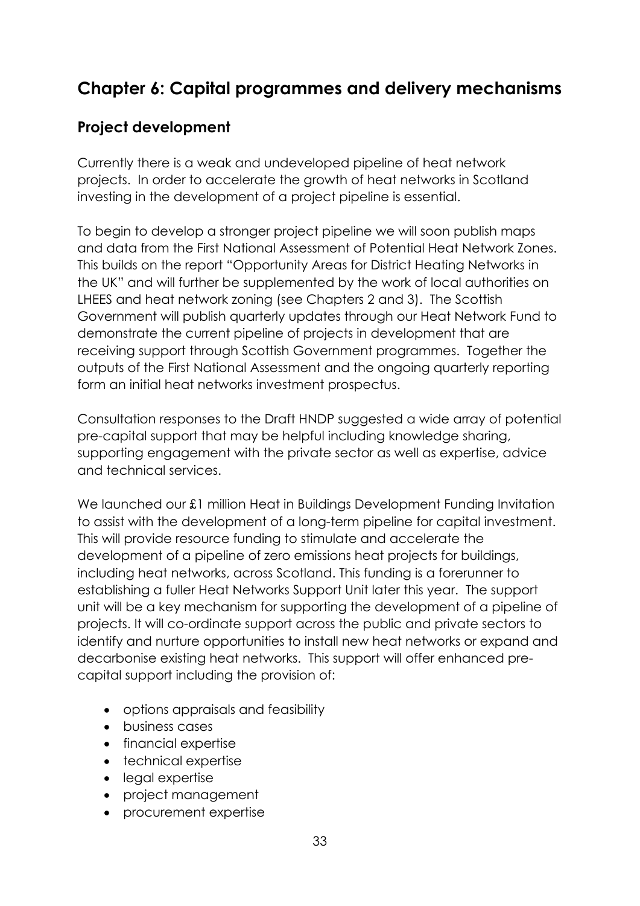# Chapter 6: Capital programmes and delivery mechanisms

## Project development

Currently there is a weak and undeveloped pipeline of heat network projects. In order to accelerate the growth of heat networks in Scotland investing in the development of a project pipeline is essential.

To begin to develop a stronger project pipeline we will soon publish maps and data from the First National Assessment of Potential Heat Network Zones. This builds on the report "Opportunity Areas for District Heating Networks in the UK" and will further be supplemented by the work of local authorities on LHEES and heat network zoning (see Chapters 2 and 3). The Scottish Government will publish quarterly updates through our Heat Network Fund to demonstrate the current pipeline of projects in development that are receiving support through Scottish Government programmes. Together the outputs of the First National Assessment and the ongoing quarterly reporting form an initial heat networks investment prospectus.

Consultation responses to the Draft HNDP suggested a wide array of potential pre-capital support that may be helpful including knowledge sharing, supporting engagement with the private sector as well as expertise, advice and technical services.

We launched our £1 million Heat in Buildings Development Funding Invitation to assist with the development of a long-term pipeline for capital investment. This will provide resource funding to stimulate and accelerate the development of a pipeline of zero emissions heat projects for buildings, including heat networks, across Scotland. This funding is a forerunner to establishing a fuller Heat Networks Support Unit later this year. The support unit will be a key mechanism for supporting the development of a pipeline of projects. It will co-ordinate support across the public and private sectors to identify and nurture opportunities to install new heat networks or expand and decarbonise existing heat networks. This support will offer enhanced pre-capital support including the provision of:

- options appraisals and feasibility
- business cases
- financial expertise
- technical expertise
- legal expertise
- project management
- procurement expertise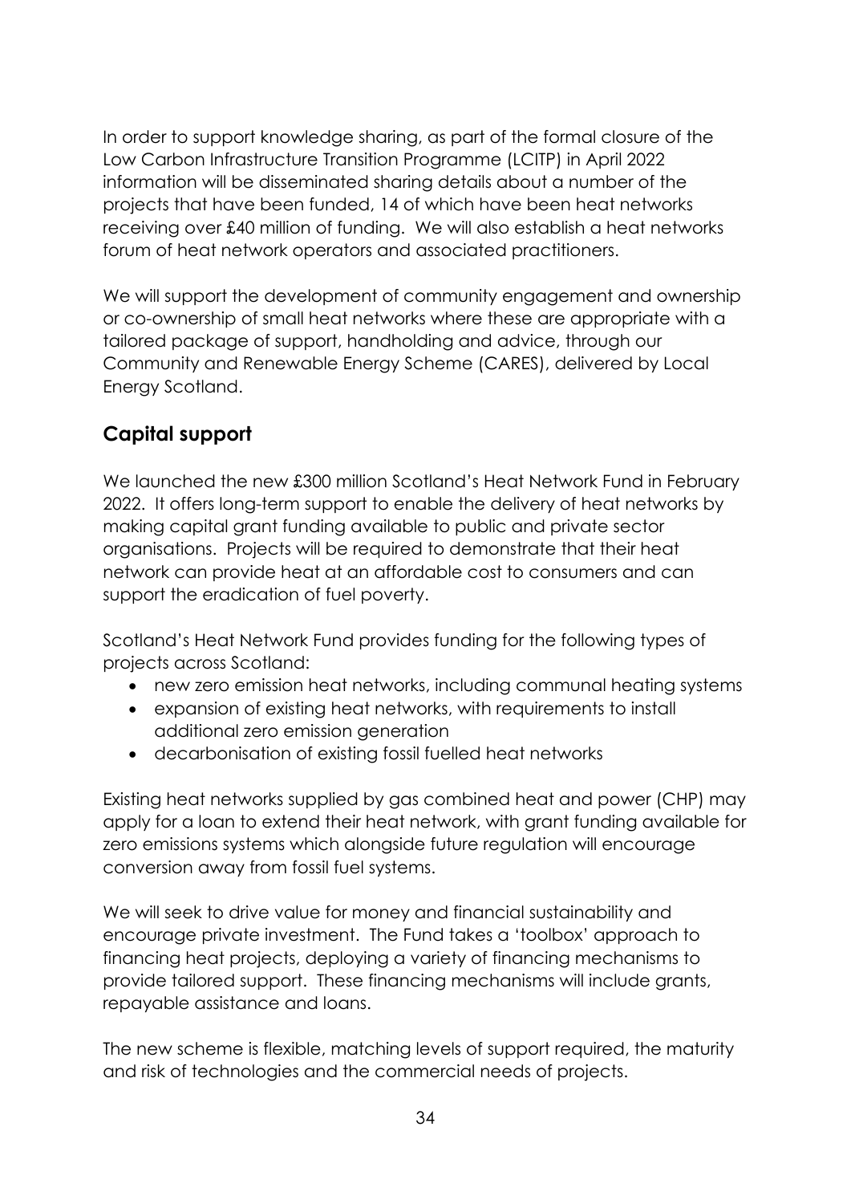In order to support knowledge sharing, as part of the formal closure of the Low Carbon Infrastructure Transition Programme (LCITP) in April 2022 information will be disseminated sharing details about a number of the projects that have been funded, 14 of which have been heat networks receiving over £40 million of funding. We will also establish a heat networks forum of heat network operators and associated practitioners.

We will support the development of community engagement and ownership or co-ownership of small heat networks where these are appropriate with a tailored package of support, handholding and advice, through our Community and Renewable Energy Scheme (CARES), delivered by Local Energy Scotland.

## Capital support

We launched the new £300 million Scotland's Heat Network Fund in February 2022. It offers long-term support to enable the delivery of heat networks by making capital grant funding available to public and private sector organisations. Projects will be required to demonstrate that their heat network can provide heat at an affordable cost to consumers and can support the eradication of fuel poverty.

Scotland's Heat Network Fund provides funding for the following types of projects across Scotland:

- new zero emission heat networks, including communal heating systems
- expansion of existing heat networks, with requirements to install additional zero emission generation
- decarbonisation of existing fossil fuelled heat networks

Existing heat networks supplied by gas combined heat and power (CHP) may apply for a loan to extend their heat network, with grant funding available for zero emissions systems which alongside future regulation will encourage conversion away from fossil fuel systems.

We will seek to drive value for money and financial sustainability and encourage private investment. The Fund takes a 'toolbox' approach to financing heat projects, deploying a variety of financing mechanisms to provide tailored support. These financing mechanisms will include grants, repayable assistance and loans.

The new scheme is flexible, matching levels of support required, the maturity and risk of technologies and the commercial needs of projects.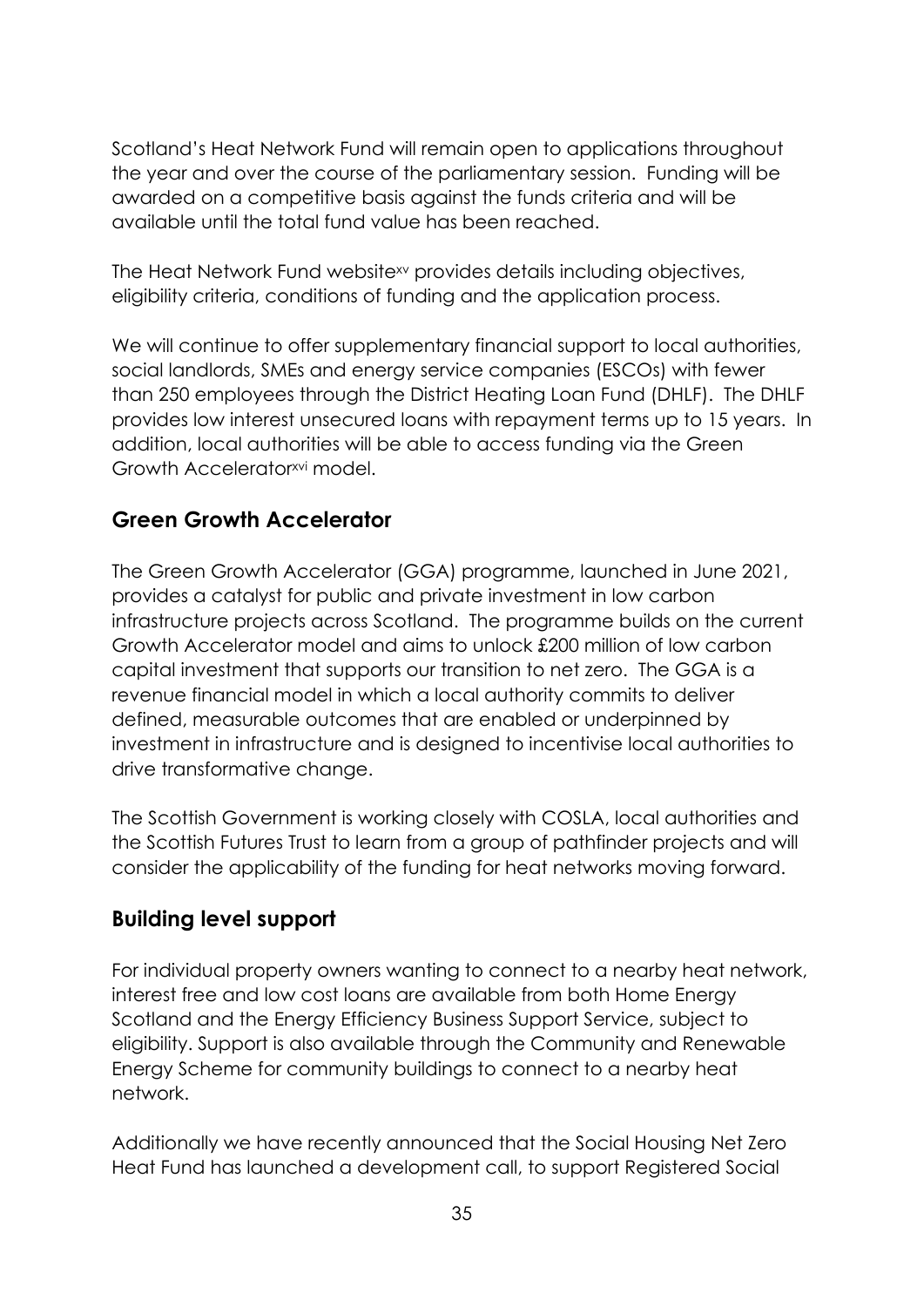Scotland's Heat Network Fund will remain open to applications throughout the year and over the course of the parliamentary session. Funding will be awarded on a competitive basis against the funds criteria and will be available until the total fund value has been reached.

The Heat Network Fund website[xv] provides details including objectives, eligibility criteria, conditions of funding and the application process.

We will continue to offer supplementary financial support to local authorities, social landlords, SMEs and energy service companies (ESCOs) with fewer than 250 employees through the District Heating Loan Fund (DHLF). The DHLF provides low interest unsecured loans with repayment terms up to 15 years. In addition, local authorities will be able to access funding via the Green Growth Accelerator[xvi] model.

## Green Growth Accelerator

The Green Growth Accelerator (GGA) programme, launched in June 2021, provides a catalyst for public and private investment in low carbon infrastructure projects across Scotland. The programme builds on the current Growth Accelerator model and aims to unlock £200 million of low carbon capital investment that supports our transition to net zero. The GGA is a revenue financial model in which a local authority commits to deliver defined, measurable outcomes that are enabled or underpinned by investment in infrastructure and is designed to incentivise local authorities to drive transformative change.

The Scottish Government is working closely with COSLA, local authorities and the Scottish Futures Trust to learn from a group of pathfinder projects and will consider the applicability of the funding for heat networks moving forward.

## Building level support

For individual property owners wanting to connect to a nearby heat network, interest free and low cost loans are available from both Home Energy Scotland and the Energy Efficiency Business Support Service, subject to eligibility. Support is also available through the Community and Renewable Energy Scheme for community buildings to connect to a nearby heat network.

Additionally we have recently announced that the Social Housing Net Zero Heat Fund has launched a development call, to support Registered Social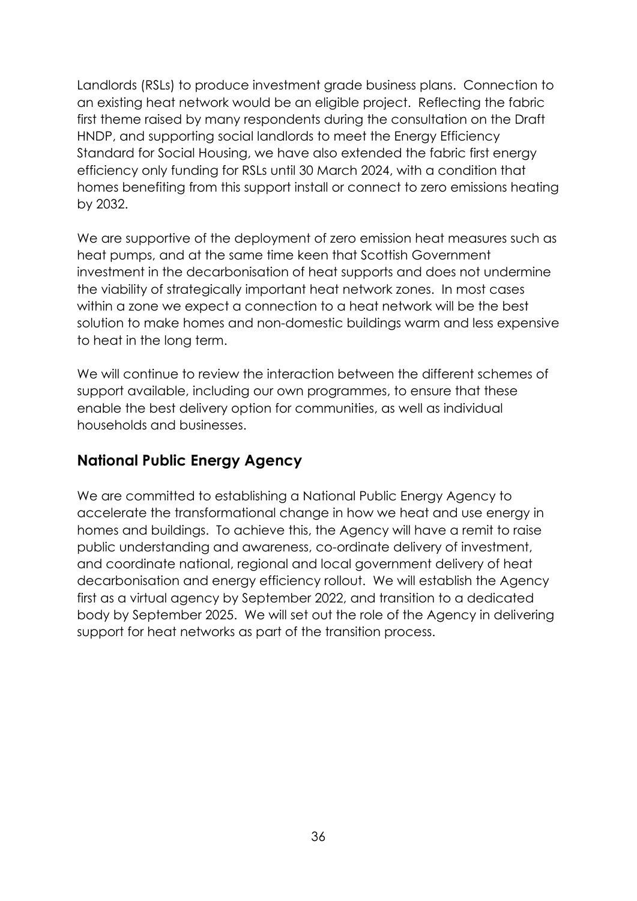Landlords (RSLs) to produce investment grade business plans. Connection to an existing heat network would be an eligible project. Reflecting the fabric first theme raised by many respondents during the consultation on the Draft HNDP, and supporting social landlords to meet the Energy Efficiency Standard for Social Housing, we have also extended the fabric first energy efficiency only funding for RSLs until 30 March 2024, with a condition that homes benefiting from this support install or connect to zero emissions heating by 2032.

We are supportive of the deployment of zero emission heat measures such as heat pumps, and at the same time keen that Scottish Government investment in the decarbonisation of heat supports and does not undermine the viability of strategically important heat network zones. In most cases within a zone we expect a connection to a heat network will be the best solution to make homes and non-domestic buildings warm and less expensive to heat in the long term.

We will continue to review the interaction between the different schemes of support available, including our own programmes, to ensure that these enable the best delivery option for communities, as well as individual households and businesses.

## National Public Energy Agency

We are committed to establishing a National Public Energy Agency to accelerate the transformational change in how we heat and use energy in homes and buildings. To achieve this, the Agency will have a remit to raise public understanding and awareness, co-ordinate delivery of investment, and coordinate national, regional and local government delivery of heat decarbonisation and energy efficiency rollout. We will establish the Agency first as a virtual agency by September 2022, and transition to a dedicated body by September 2025. We will set out the role of the Agency in delivering support for heat networks as part of the transition process.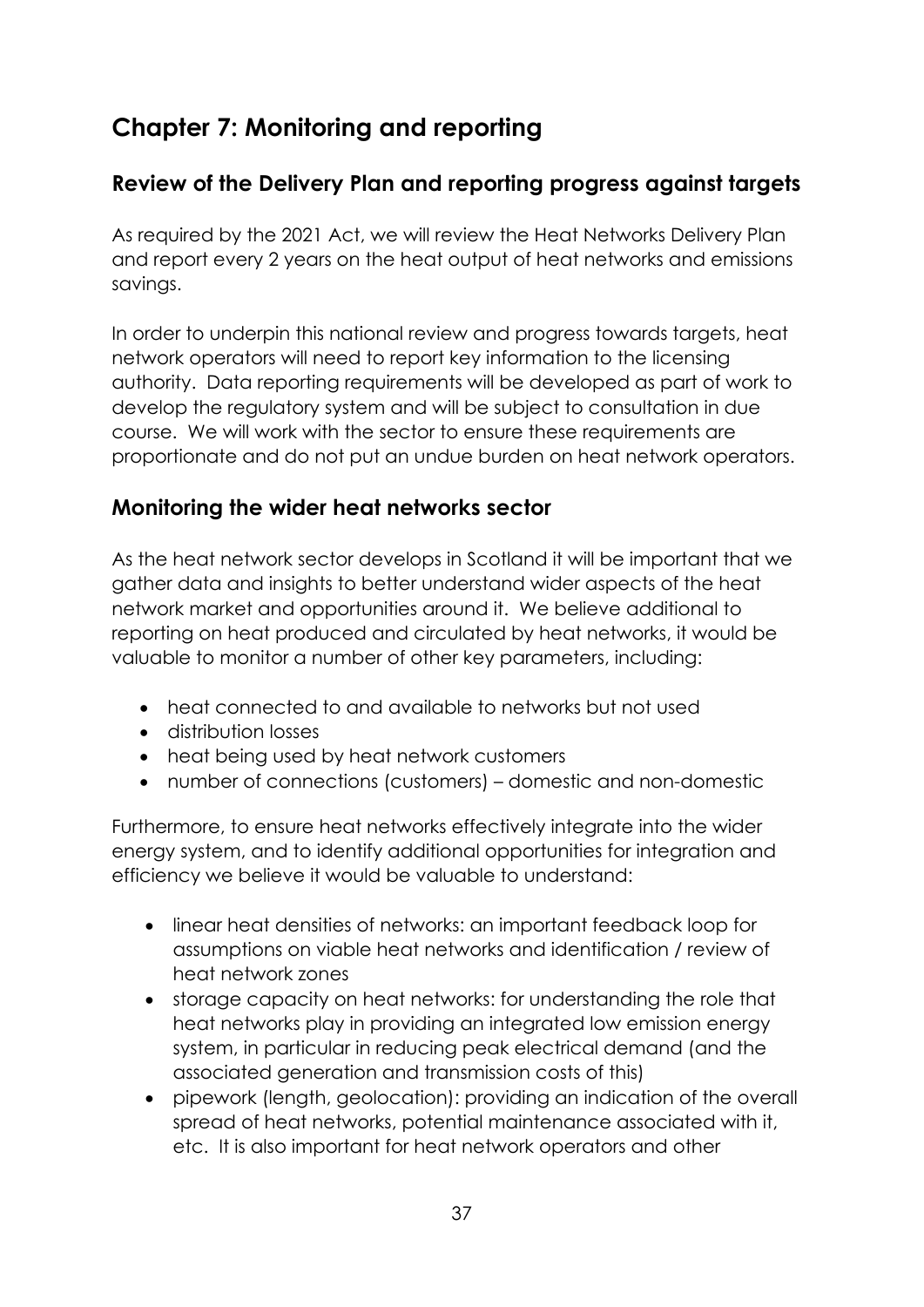# Chapter 7: Monitoring and reporting

## Review of the Delivery Plan and reporting progress against targets

As required by the 2021 Act, we will review the Heat Networks Delivery Plan and report every 2 years on the heat output of heat networks and emissions savings.

In order to underpin this national review and progress towards targets, heat network operators will need to report key information to the licensing authority. Data reporting requirements will be developed as part of work to develop the regulatory system and will be subject to consultation in due course. We will work with the sector to ensure these requirements are proportionate and do not put an undue burden on heat network operators.

## Monitoring the wider heat networks sector

As the heat network sector develops in Scotland it will be important that we gather data and insights to better understand wider aspects of the heat network market and opportunities around it. We believe additional to reporting on heat produced and circulated by heat networks, it would be valuable to monitor a number of other key parameters, including:

- heat connected to and available to networks but not used
- distribution losses
- heat being used by heat network customers
- number of connections (customers) – domestic and non-domestic

Furthermore, to ensure heat networks effectively integrate into the wider energy system, and to identify additional opportunities for integration and efficiency we believe it would be valuable to understand:

- linear heat densities of networks: an important feedback loop for assumptions on viable heat networks and identification / review of heat network zones
- storage capacity on heat networks: for understanding the role that heat networks play in providing an integrated low emission energy system, in particular in reducing peak electrical demand (and the associated generation and transmission costs of this)
- pipework (length, geolocation): providing an indication of the overall spread of heat networks, potential maintenance associated with it, etc. It is also important for heat network operators and other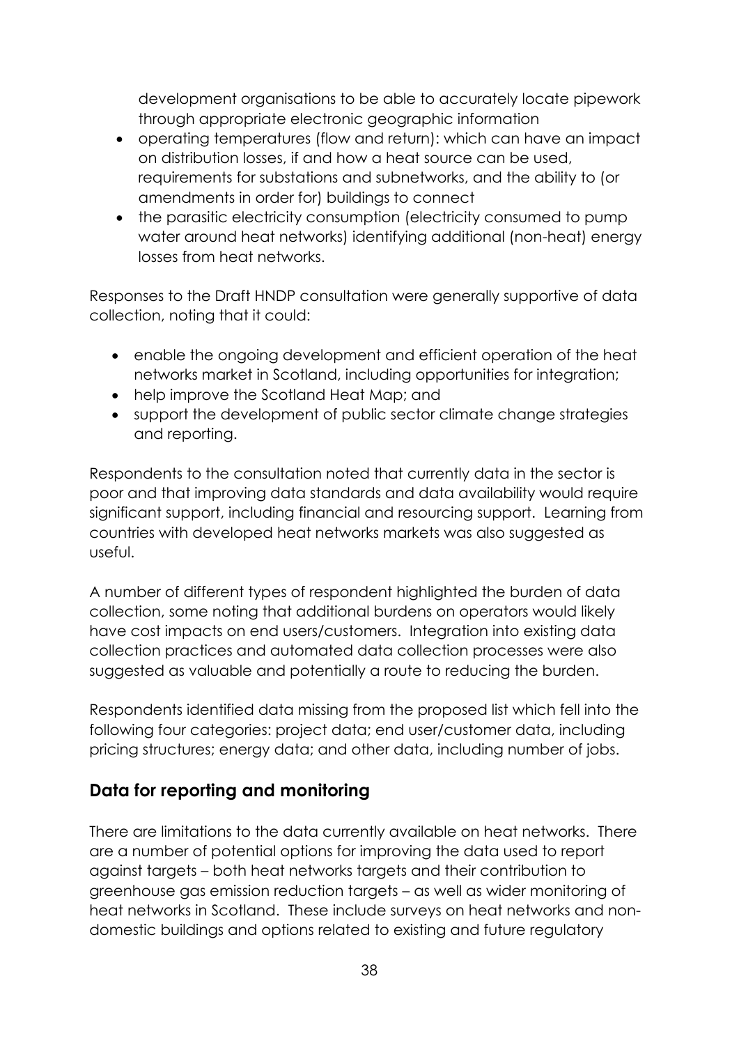development organisations to be able to accurately locate pipework through appropriate electronic geographic information

- operating temperatures (flow and return): which can have an impact on distribution losses, if and how a heat source can be used, requirements for substations and subnetworks, and the ability to (or amendments in order for) buildings to connect
- the parasitic electricity consumption (electricity consumed to pump water around heat networks) identifying additional (non-heat) energy losses from heat networks.

Responses to the Draft HNDP consultation were generally supportive of data collection, noting that it could:

- enable the ongoing development and efficient operation of the heat networks market in Scotland, including opportunities for integration;
- help improve the Scotland Heat Map; and
- support the development of public sector climate change strategies and reporting.

Respondents to the consultation noted that currently data in the sector is poor and that improving data standards and data availability would require significant support, including financial and resourcing support. Learning from countries with developed heat networks markets was also suggested as useful.

A number of different types of respondent highlighted the burden of data collection, some noting that additional burdens on operators would likely have cost impacts on end users/customers. Integration into existing data collection practices and automated data collection processes were also suggested as valuable and potentially a route to reducing the burden.

Respondents identified data missing from the proposed list which fell into the following four categories: project data; end user/customer data, including pricing structures; energy data; and other data, including number of jobs.

## Data for reporting and monitoring

There are limitations to the data currently available on heat networks. There are a number of potential options for improving the data used to report against targets – both heat networks targets and their contribution to greenhouse gas emission reduction targets – as well as wider monitoring of heat networks in Scotland. These include surveys on heat networks and non-domestic buildings and options related to existing and future regulatory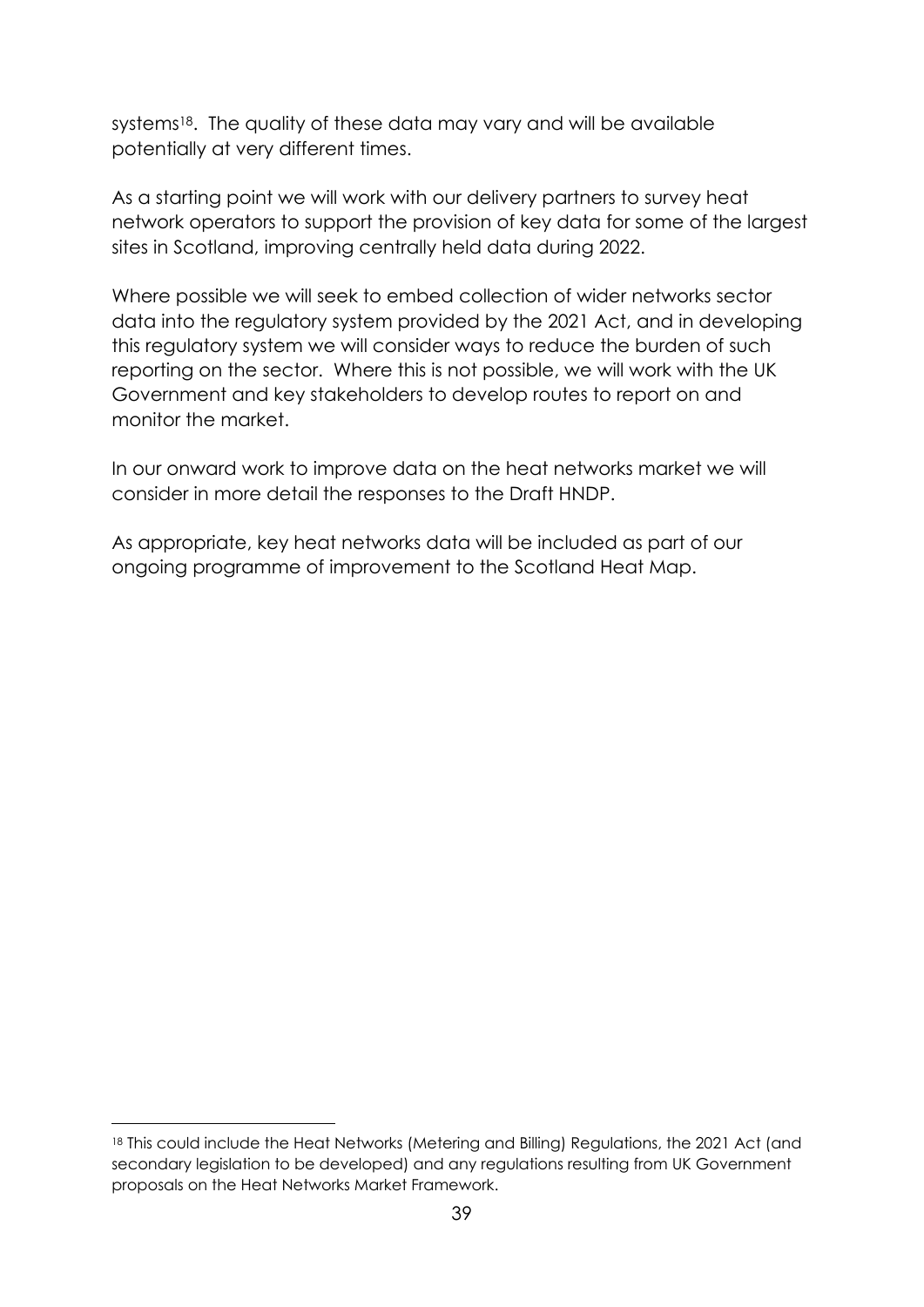systems[18]. The quality of these data may vary and will be available potentially at very different times.

As a starting point we will work with our delivery partners to survey heat network operators to support the provision of key data for some of the largest sites in Scotland, improving centrally held data during 2022.

Where possible we will seek to embed collection of wider networks sector data into the regulatory system provided by the 2021 Act, and in developing this regulatory system we will consider ways to reduce the burden of such reporting on the sector. Where this is not possible, we will work with the UK Government and key stakeholders to develop routes to report on and monitor the market.

In our onward work to improve data on the heat networks market we will consider in more detail the responses to the Draft HNDP.

As appropriate, key heat networks data will be included as part of our ongoing programme of improvement to the Scotland Heat Map.

[18] This could include the Heat Networks (Metering and Billing) Regulations, the 2021 Act (and secondary legislation to be developed) and any regulations resulting from UK Government proposals on the Heat Networks Market Framework.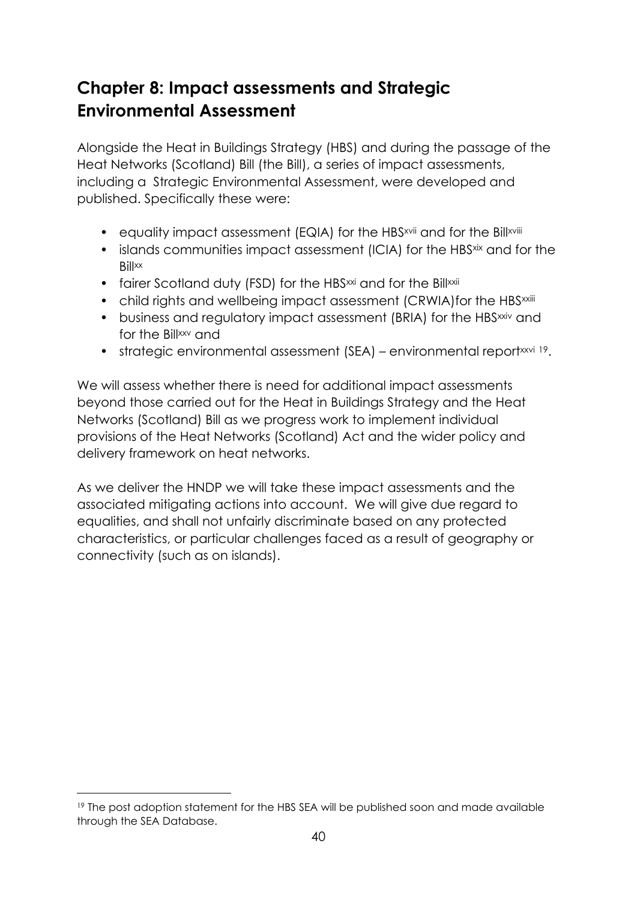## Chapter 8: Impact assessments and Strategic Environmental Assessment

Alongside the Heat in Buildings Strategy (HBS) and during the passage of the Heat Networks (Scotland) Bill (the Bill), a series of impact assessments, including a Strategic Environmental Assessment, were developed and published. Specifically these were:

- equality impact assessment (EQIA) for the HBS[xvii] and for the Bill[xviii]
- islands communities impact assessment (ICIA) for the HBS[xix] and for the Bill[xx]
- fairer Scotland duty (FSD) for the HBS[xxi] and for the Bill[xxii]
- child rights and wellbeing impact assessment (CRWIA)for the HBS[xxiii]
- business and regulatory impact assessment (BRIA) for the HBS[xxiv] and for the Bill[xxv] and
- strategic environmental assessment (SEA) – environmental report[xxvi] [19].

We will assess whether there is need for additional impact assessments beyond those carried out for the Heat in Buildings Strategy and the Heat Networks (Scotland) Bill as we progress work to implement individual provisions of the Heat Networks (Scotland) Act and the wider policy and delivery framework on heat networks.

As we deliver the HNDP we will take these impact assessments and the associated mitigating actions into account. We will give due regard to equalities, and shall not unfairly discriminate based on any protected characteristics, or particular challenges faced as a result of geography or connectivity (such as on islands).

[19] The post adoption statement for the HBS SEA will be published soon and made available through the SEA Database.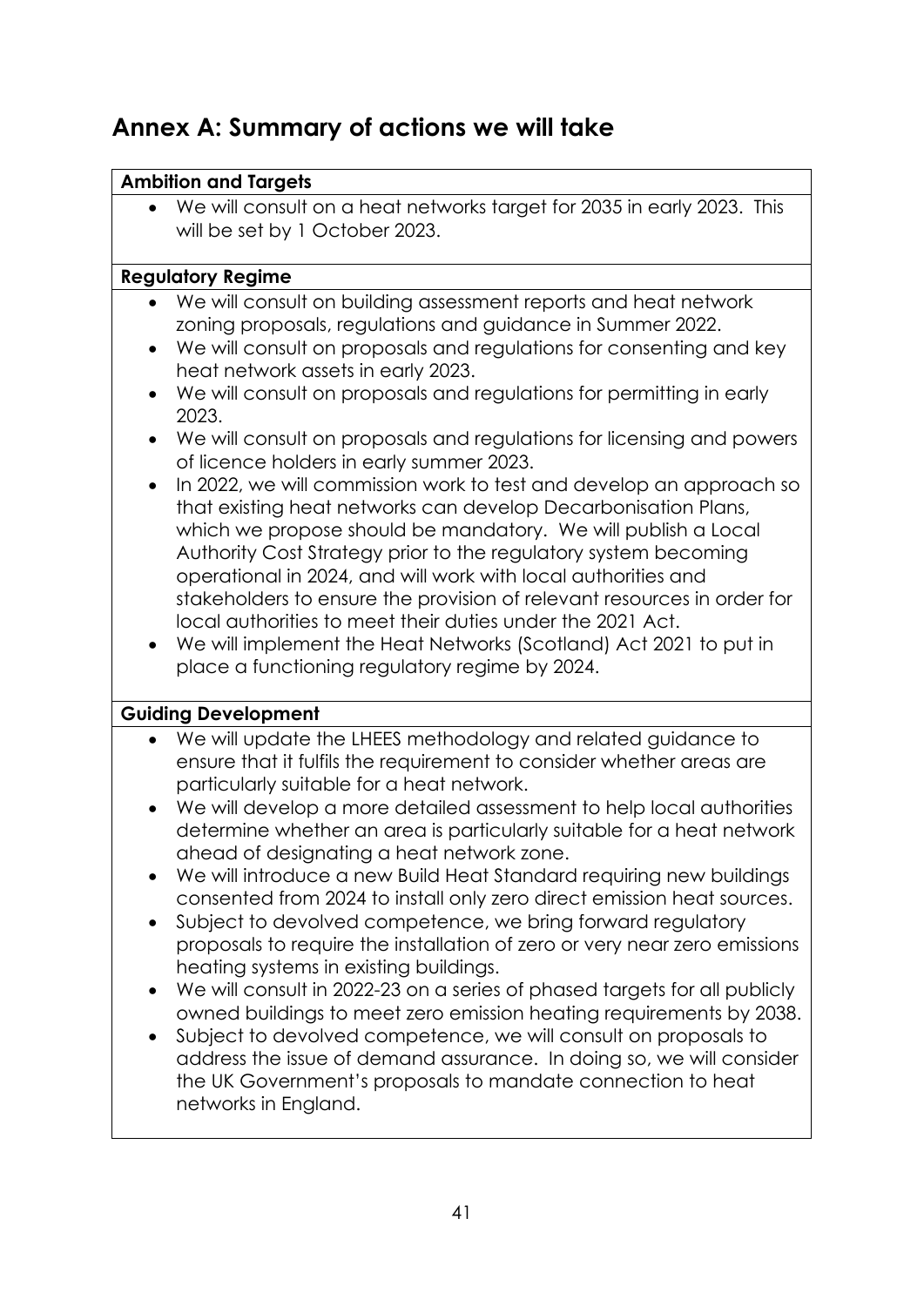## Annex A: Summary of actions we will take

| **Ambition and Targets** |
| --- |
| • We will consult on a heat networks target for 2035 in early 2023. This will be set by 1 October 2023. |
| **Regulatory Regime** |
| • We will consult on building assessment reports and heat network zoning proposals, regulations and guidance in Summer 2022.<br>• We will consult on proposals and regulations for consenting and key heat network assets in early 2023.<br>• We will consult on proposals and regulations for permitting in early 2023.<br>• We will consult on proposals and regulations for licensing and powers of licence holders in early summer 2023.<br>• In 2022, we will commission work to test and develop an approach so that existing heat networks can develop Decarbonisation Plans, which we propose should be mandatory. We will publish a Local Authority Cost Strategy prior to the regulatory system becoming operational in 2024, and will work with local authorities and stakeholders to ensure the provision of relevant resources in order for local authorities to meet their duties under the 2021 Act.<br>• We will implement the Heat Networks (Scotland) Act 2021 to put in place a functioning regulatory regime by 2024. |
| **Guiding Development** |
| • We will update the LHEES methodology and related guidance to ensure that it fulfils the requirement to consider whether areas are particularly suitable for a heat network.<br>• We will develop a more detailed assessment to help local authorities determine whether an area is particularly suitable for a heat network ahead of designating a heat network zone.<br>• We will introduce a new Build Heat Standard requiring new buildings consented from 2024 to install only zero direct emission heat sources.<br>• Subject to devolved competence, we bring forward regulatory proposals to require the installation of zero or very near zero emissions heating systems in existing buildings.<br>• We will consult in 2022-23 on a series of phased targets for all publicly owned buildings to meet zero emission heating requirements by 2038.<br>• Subject to devolved competence, we will consult on proposals to address the issue of demand assurance. In doing so, we will consider the UK Government's proposals to mandate connection to heat networks in England. |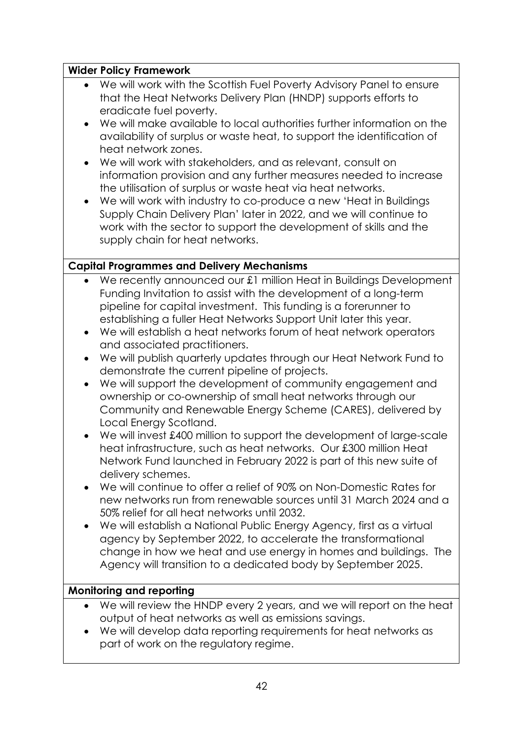**Wider Policy Framework**

- We will work with the Scottish Fuel Poverty Advisory Panel to ensure that the Heat Networks Delivery Plan (HNDP) supports efforts to eradicate fuel poverty.
- We will make available to local authorities further information on the availability of surplus or waste heat, to support the identification of heat network zones.
- We will work with stakeholders, and as relevant, consult on information provision and any further measures needed to increase the utilisation of surplus or waste heat via heat networks.
- We will work with industry to co-produce a new 'Heat in Buildings Supply Chain Delivery Plan' later in 2022, and we will continue to work with the sector to support the development of skills and the supply chain for heat networks.

**Capital Programmes and Delivery Mechanisms**

- We recently announced our £1 million Heat in Buildings Development Funding Invitation to assist with the development of a long-term pipeline for capital investment. This funding is a forerunner to establishing a fuller Heat Networks Support Unit later this year.
- We will establish a heat networks forum of heat network operators and associated practitioners.
- We will publish quarterly updates through our Heat Network Fund to demonstrate the current pipeline of projects.
- We will support the development of community engagement and ownership or co-ownership of small heat networks through our Community and Renewable Energy Scheme (CARES), delivered by Local Energy Scotland.
- We will invest £400 million to support the development of large-scale heat infrastructure, such as heat networks. Our £300 million Heat Network Fund launched in February 2022 is part of this new suite of delivery schemes.
- We will continue to offer a relief of 90% on Non-Domestic Rates for new networks run from renewable sources until 31 March 2024 and a 50% relief for all heat networks until 2032.
- We will establish a National Public Energy Agency, first as a virtual agency by September 2022, to accelerate the transformational change in how we heat and use energy in homes and buildings. The Agency will transition to a dedicated body by September 2025.

**Monitoring and reporting**

- We will review the HNDP every 2 years, and we will report on the heat output of heat networks as well as emissions savings.
- We will develop data reporting requirements for heat networks as part of work on the regulatory regime.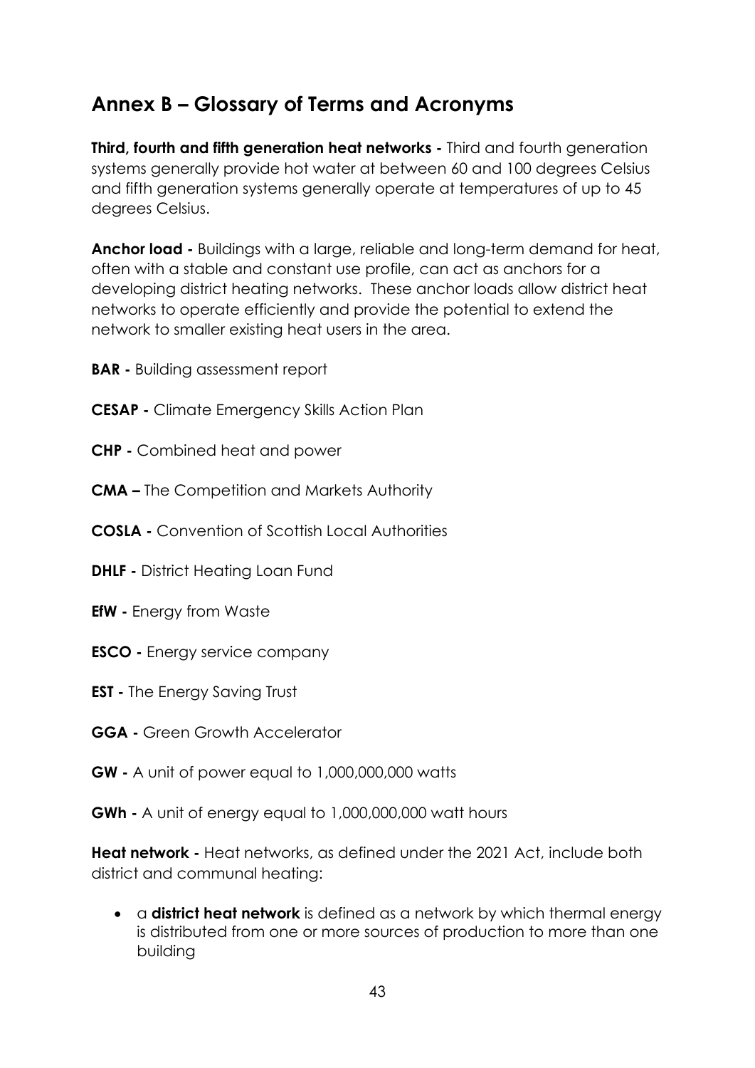## Annex B – Glossary of Terms and Acronyms

**Third, fourth and fifth generation heat networks -** Third and fourth generation systems generally provide hot water at between 60 and 100 degrees Celsius and fifth generation systems generally operate at temperatures of up to 45 degrees Celsius.

**Anchor load -** Buildings with a large, reliable and long-term demand for heat, often with a stable and constant use profile, can act as anchors for a developing district heating networks. These anchor loads allow district heat networks to operate efficiently and provide the potential to extend the network to smaller existing heat users in the area.

**BAR -** Building assessment report

**CESAP -** Climate Emergency Skills Action Plan

**CHP -** Combined heat and power

**CMA –** The Competition and Markets Authority

**COSLA -** Convention of Scottish Local Authorities

**DHLF -** District Heating Loan Fund

**EfW -** Energy from Waste

**ESCO -** Energy service company

**EST -** The Energy Saving Trust

**GGA -** Green Growth Accelerator

**GW -** A unit of power equal to 1,000,000,000 watts

**GWh -** A unit of energy equal to 1,000,000,000 watt hours

**Heat network -** Heat networks, as defined under the 2021 Act, include both district and communal heating:

- a **district heat network** is defined as a network by which thermal energy is distributed from one or more sources of production to more than one building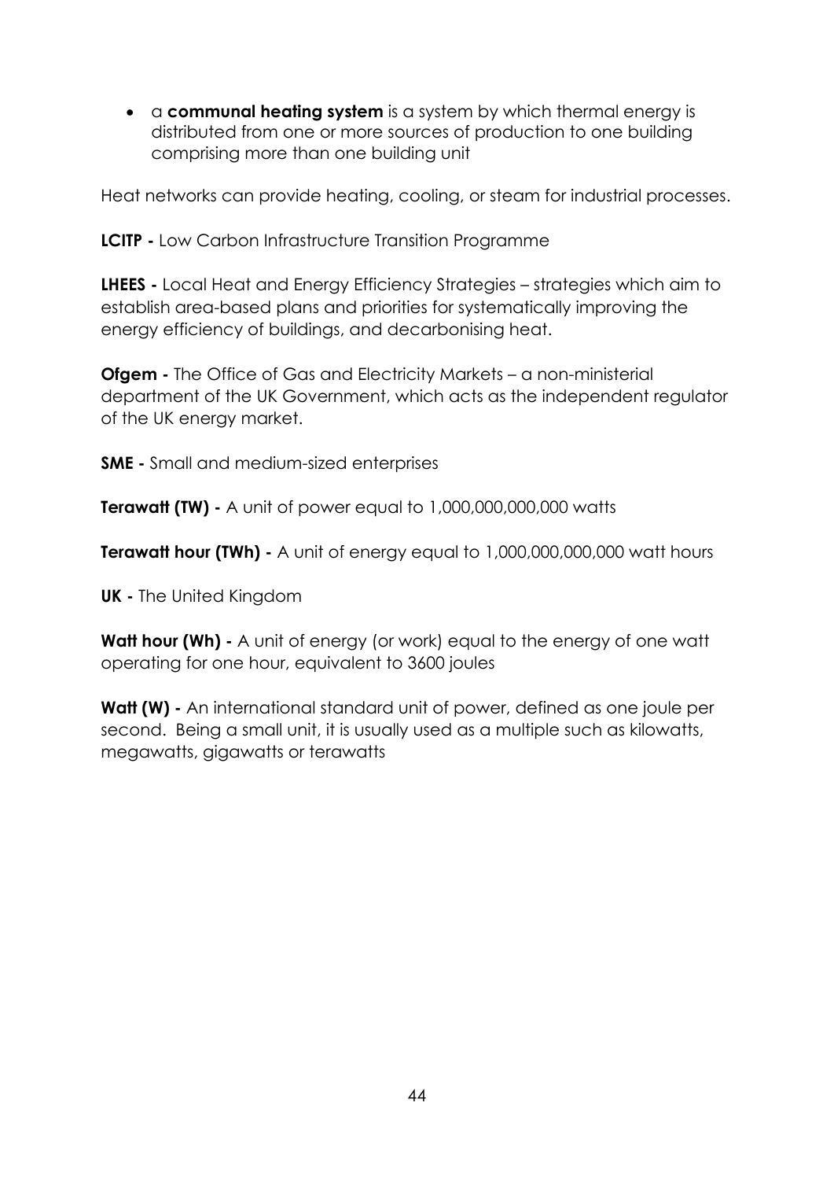- a **communal heating system** is a system by which thermal energy is distributed from one or more sources of production to one building comprising more than one building unit

Heat networks can provide heating, cooling, or steam for industrial processes.

**LCITP -** Low Carbon Infrastructure Transition Programme

**LHEES -** Local Heat and Energy Efficiency Strategies – strategies which aim to establish area-based plans and priorities for systematically improving the energy efficiency of buildings, and decarbonising heat.

**Ofgem -** The Office of Gas and Electricity Markets – a non-ministerial department of the UK Government, which acts as the independent regulator of the UK energy market.

**SME -** Small and medium-sized enterprises

**Terawatt (TW) -** A unit of power equal to 1,000,000,000,000 watts

**Terawatt hour (TWh) -** A unit of energy equal to 1,000,000,000,000 watt hours

**UK -** The United Kingdom

**Watt hour (Wh) -** A unit of energy (or work) equal to the energy of one watt operating for one hour, equivalent to 3600 joules

**Watt (W) -** An international standard unit of power, defined as one joule per second. Being a small unit, it is usually used as a multiple such as kilowatts, megawatts, gigawatts or terawatts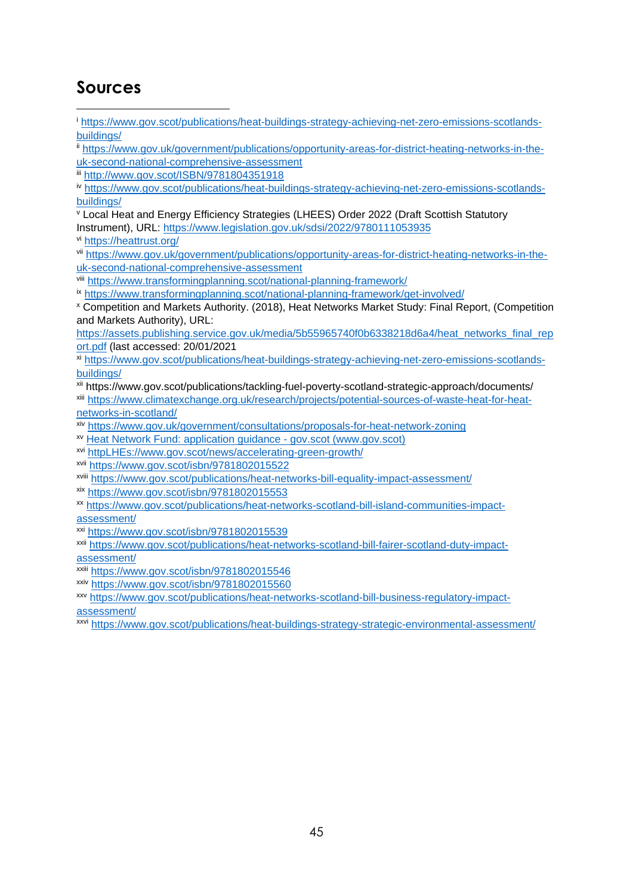# Sources

[i] https://www.gov.scot/publications/heat-buildings-strategy-achieving-net-zero-emissions-scotlands-buildings/

[ii] https://www.gov.uk/government/publications/opportunity-areas-for-district-heating-networks-in-the-uk-second-national-comprehensive-assessment

[iii] http://www.gov.scot/ISBN/9781804351918

[iv] https://www.gov.scot/publications/heat-buildings-strategy-achieving-net-zero-emissions-scotlands-buildings/

[v] Local Heat and Energy Efficiency Strategies (LHEES) Order 2022 (Draft Scottish Statutory Instrument), URL: https://www.legislation.gov.uk/sdsi/2022/9780111053935

[vi] https://heattrust.org/

[vii] https://www.gov.uk/government/publications/opportunity-areas-for-district-heating-networks-in-the-uk-second-national-comprehensive-assessment

[viii] https://www.transformingplanning.scot/national-planning-framework/

[ix] https://www.transformingplanning.scot/national-planning-framework/get-involved/

[x] Competition and Markets Authority. (2018), Heat Networks Market Study: Final Report, (Competition and Markets Authority), URL: https://assets.publishing.service.gov.uk/media/5b55965740f0b6338218d6a4/heat_networks_final_report.pdf (last accessed: 20/01/2021

[xi] https://www.gov.scot/publications/heat-buildings-strategy-achieving-net-zero-emissions-scotlands-buildings/

[xii] https://www.gov.scot/publications/tackling-fuel-poverty-scotland-strategic-approach/documents/

[xiii] https://www.climatexchange.org.uk/research/projects/potential-sources-of-waste-heat-for-heat-networks-in-scotland/

[xiv] https://www.gov.uk/government/consultations/proposals-for-heat-network-zoning

[xv] Heat Network Fund: application guidance - gov.scot (www.gov.scot)

[xvi] httpLHEs://www.gov.scot/news/accelerating-green-growth/

[xvii] https://www.gov.scot/isbn/9781802015522

[xviii] https://www.gov.scot/publications/heat-networks-bill-equality-impact-assessment/

[xix] https://www.gov.scot/isbn/9781802015553

[xx] https://www.gov.scot/publications/heat-networks-scotland-bill-island-communities-impact-assessment/

[xxi] https://www.gov.scot/isbn/9781802015539

[xxii] https://www.gov.scot/publications/heat-networks-scotland-bill-fairer-scotland-duty-impact-assessment/

[xxiii] https://www.gov.scot/isbn/9781802015546

[xxiv] https://www.gov.scot/isbn/9781802015560

[xxv] https://www.gov.scot/publications/heat-networks-scotland-bill-business-regulatory-impact-assessment/

[xxvi] https://www.gov.scot/publications/heat-buildings-strategy-strategic-environmental-assessment/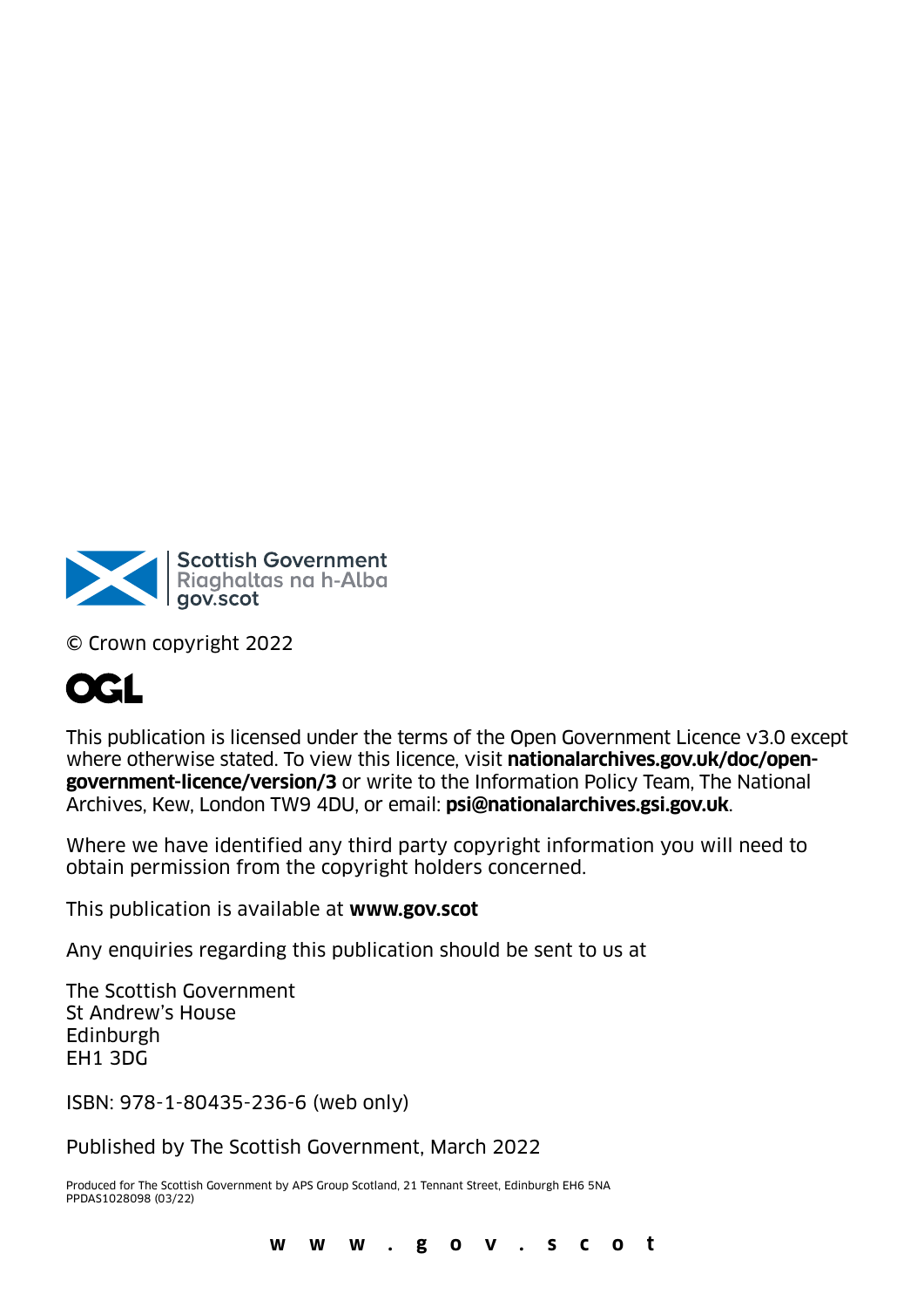Scottish Government
Riaghaltas na h-Alba
gov.scot

© Crown copyright 2022

OGL

This publication is licensed under the terms of the Open Government Licence v3.0 except where otherwise stated. To view this licence, visit **nationalarchives.gov.uk/doc/open-government-licence/version/3** or write to the Information Policy Team, The National Archives, Kew, London TW9 4DU, or email: **psi@nationalarchives.gsi.gov.uk**.

Where we have identified any third party copyright information you will need to obtain permission from the copyright holders concerned.

This publication is available at **www.gov.scot**

Any enquiries regarding this publication should be sent to us at

The Scottish Government
St Andrew's House
Edinburgh
EH1 3DG

ISBN: 978-1-80435-236-6 (web only)

Published by The Scottish Government, March 2022

Produced for The Scottish Government by APS Group Scotland, 21 Tennant Street, Edinburgh EH6 5NA
PPDAS1028098 (03/22)

**w w w . g o v . s c o t**